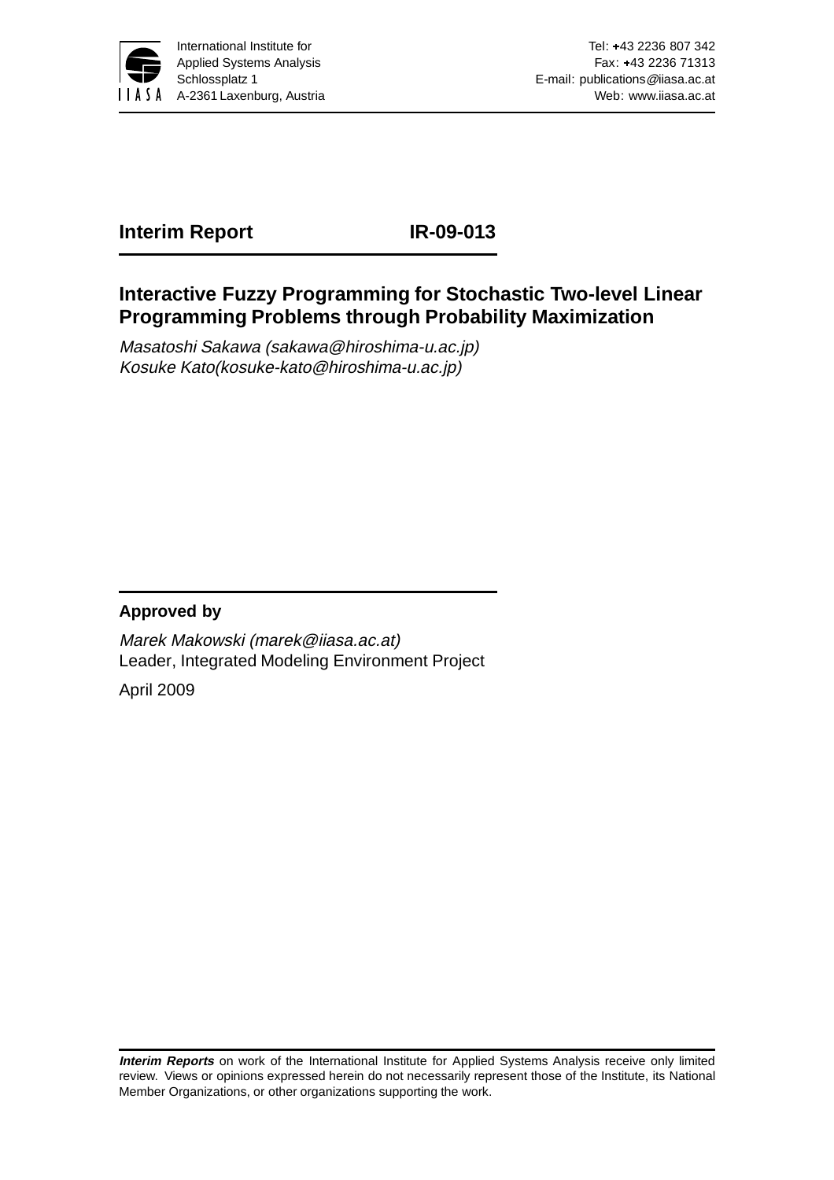International Institute for Applied Systems Analysis
Schlossplatz 1
A-2361 Laxenburg, Austria

Tel: +43 2236 807 342
Fax: +43 2236 71313
E-mail: publications@iiasa.ac.at
Web: www.iiasa.ac.at

**Interim Report** **IR-09-013**

# Interactive Fuzzy Programming for Stochastic Two-level Linear Programming Problems through Probability Maximization

*Masatoshi Sakawa (sakawa@hiroshima-u.ac.jp)*
*Kosuke Kato(kosuke-kato@hiroshima-u.ac.jp)*

**Approved by**

*Marek Makowski (marek@iiasa.ac.at)*
Leader, Integrated Modeling Environment Project

April 2009

***Interim Reports*** on work of the International Institute for Applied Systems Analysis receive only limited review. Views or opinions expressed herein do not necessarily represent those of the Institute, its National Member Organizations, or other organizations supporting the work.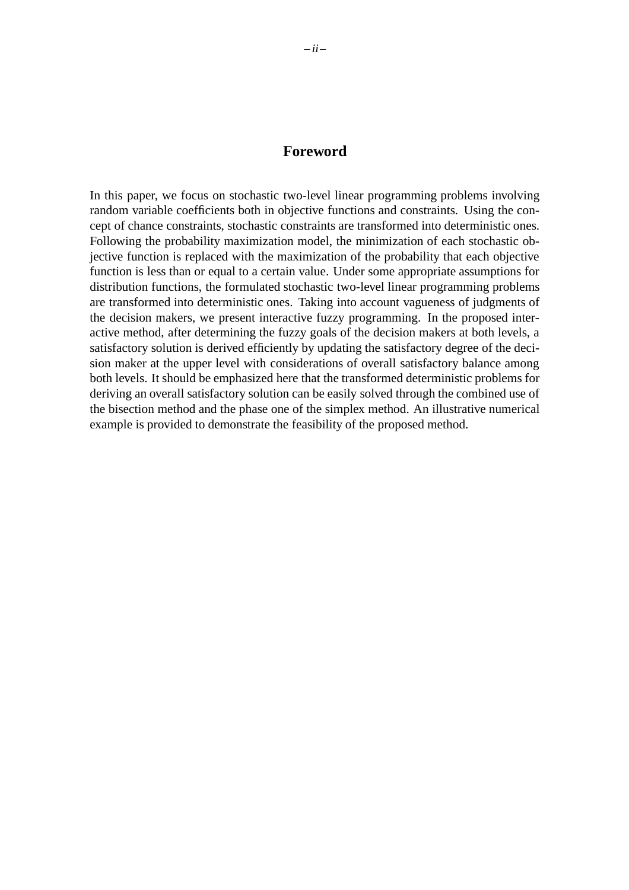# Foreword

In this paper, we focus on stochastic two-level linear programming problems involving random variable coefficients both in objective functions and constraints. Using the concept of chance constraints, stochastic constraints are transformed into deterministic ones. Following the probability maximization model, the minimization of each stochastic objective function is replaced with the maximization of the probability that each objective function is less than or equal to a certain value. Under some appropriate assumptions for distribution functions, the formulated stochastic two-level linear programming problems are transformed into deterministic ones. Taking into account vagueness of judgments of the decision makers, we present interactive fuzzy programming. In the proposed interactive method, after determining the fuzzy goals of the decision makers at both levels, a satisfactory solution is derived efficiently by updating the satisfactory degree of the decision maker at the upper level with considerations of overall satisfactory balance among both levels. It should be emphasized here that the transformed deterministic problems for deriving an overall satisfactory solution can be easily solved through the combined use of the bisection method and the phase one of the simplex method. An illustrative numerical example is provided to demonstrate the feasibility of the proposed method.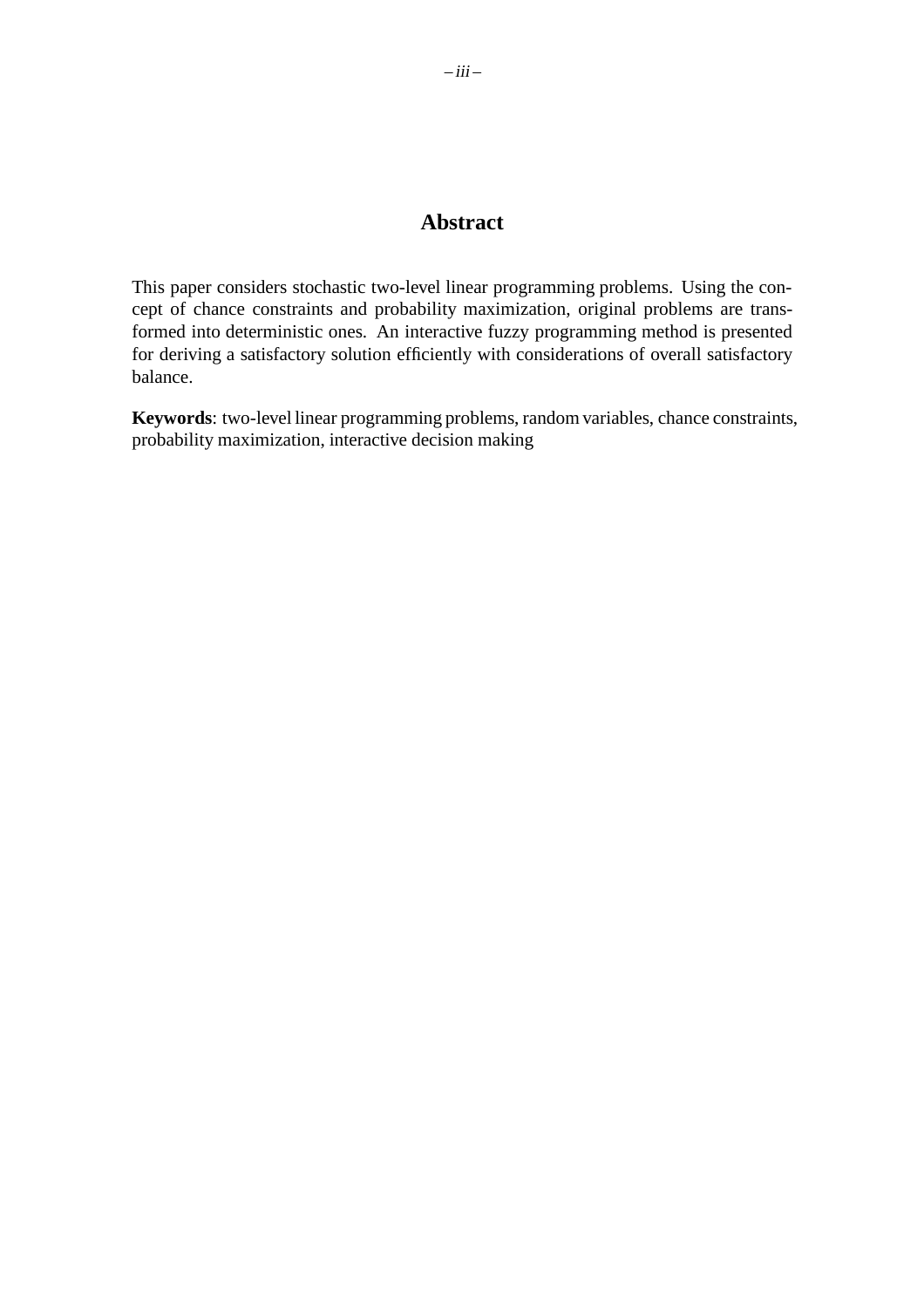# Abstract

This paper considers stochastic two-level linear programming problems. Using the concept of chance constraints and probability maximization, original problems are transformed into deterministic ones. An interactive fuzzy programming method is presented for deriving a satisfactory solution efficiently with considerations of overall satisfactory balance.

**Keywords**: two-level linear programming problems, random variables, chance constraints, probability maximization, interactive decision making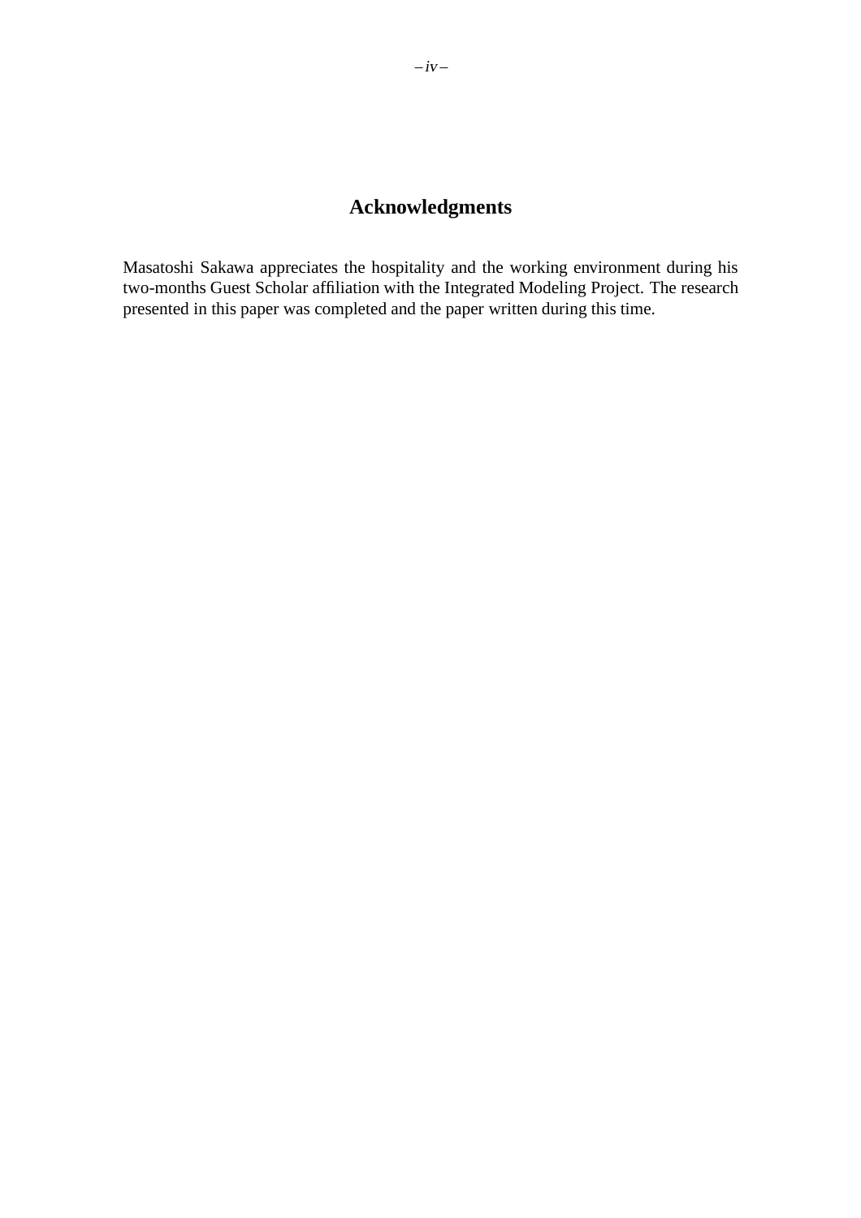# Acknowledgments

Masatoshi Sakawa appreciates the hospitality and the working environment during his two-months Guest Scholar affiliation with the Integrated Modeling Project. The research presented in this paper was completed and the paper written during this time.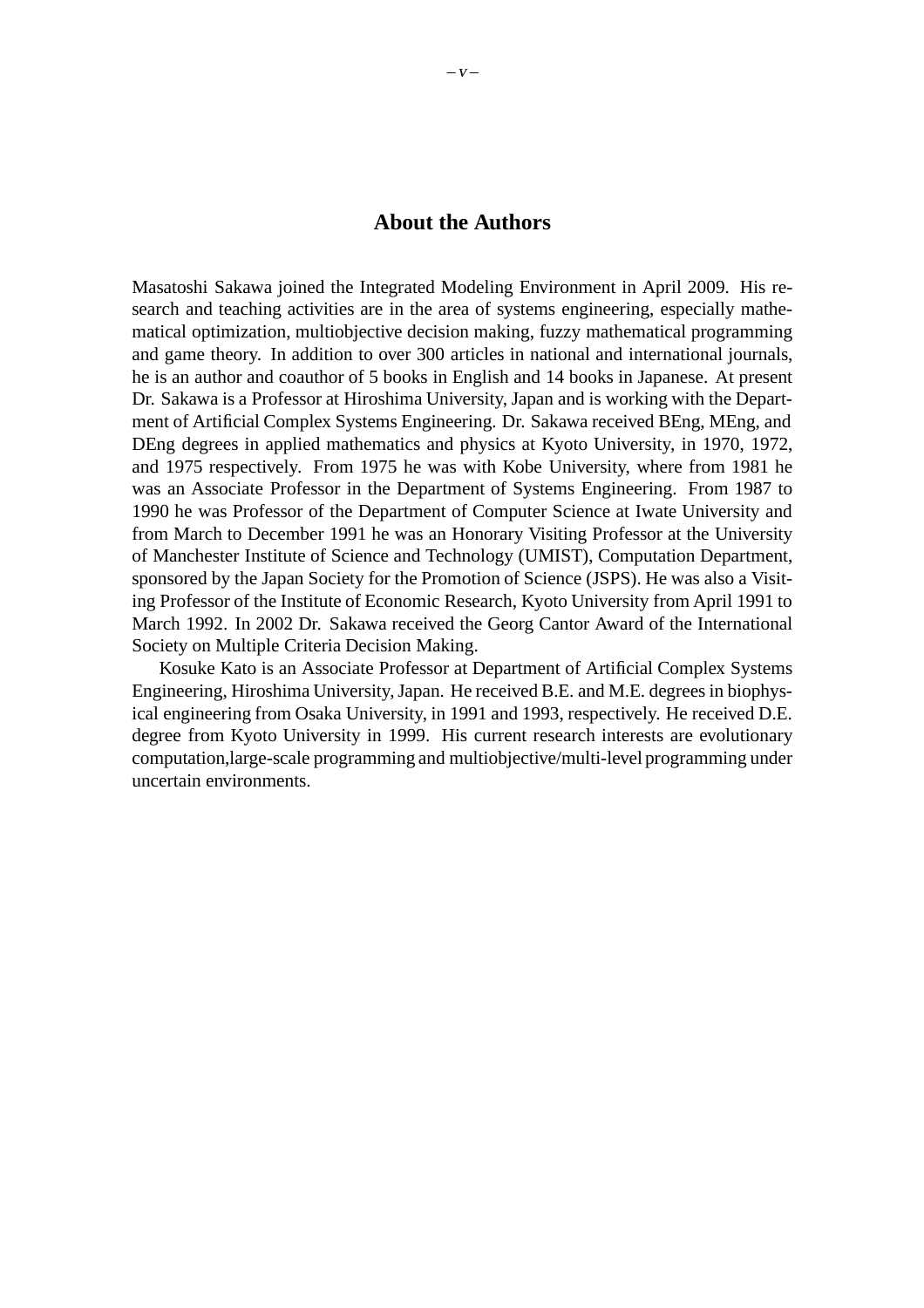## About the Authors

Masatoshi Sakawa joined the Integrated Modeling Environment in April 2009. His research and teaching activities are in the area of systems engineering, especially mathematical optimization, multiobjective decision making, fuzzy mathematical programming and game theory. In addition to over 300 articles in national and international journals, he is an author and coauthor of 5 books in English and 14 books in Japanese. At present Dr. Sakawa is a Professor at Hiroshima University, Japan and is working with the Department of Artificial Complex Systems Engineering. Dr. Sakawa received BEng, MEng, and DEng degrees in applied mathematics and physics at Kyoto University, in 1970, 1972, and 1975 respectively. From 1975 he was with Kobe University, where from 1981 he was an Associate Professor in the Department of Systems Engineering. From 1987 to 1990 he was Professor of the Department of Computer Science at Iwate University and from March to December 1991 he was an Honorary Visiting Professor at the University of Manchester Institute of Science and Technology (UMIST), Computation Department, sponsored by the Japan Society for the Promotion of Science (JSPS). He was also a Visiting Professor of the Institute of Economic Research, Kyoto University from April 1991 to March 1992. In 2002 Dr. Sakawa received the Georg Cantor Award of the International Society on Multiple Criteria Decision Making.

Kosuke Kato is an Associate Professor at Department of Artificial Complex Systems Engineering, Hiroshima University, Japan. He received B.E. and M.E. degrees in biophysical engineering from Osaka University, in 1991 and 1993, respectively. He received D.E. degree from Kyoto University in 1999. His current research interests are evolutionary computation,large-scale programming and multiobjective/multi-level programming under uncertain environments.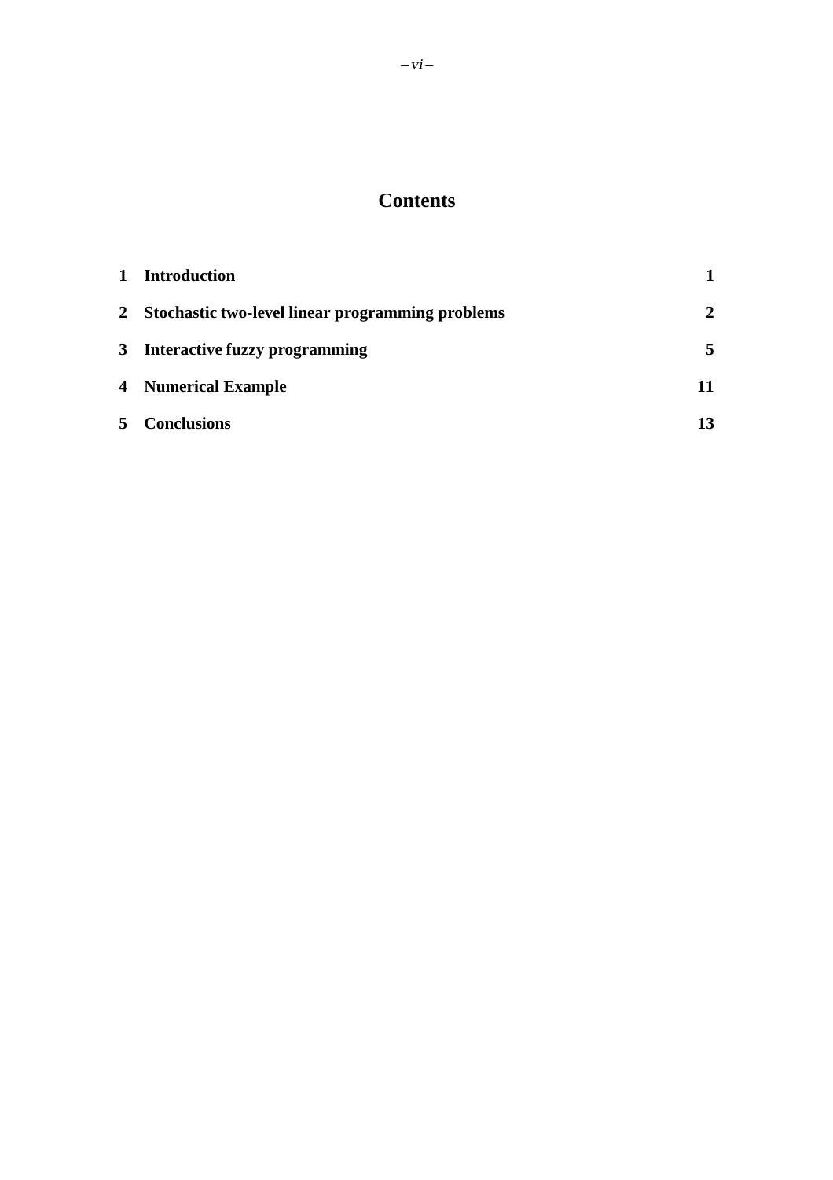# Contents

| | | |
|---|---|---|
| **1** | **Introduction** | **1** |
| **2** | **Stochastic two-level linear programming problems** | **2** |
| **3** | **Interactive fuzzy programming** | **5** |
| **4** | **Numerical Example** | **11** |
| **5** | **Conclusions** | **13** |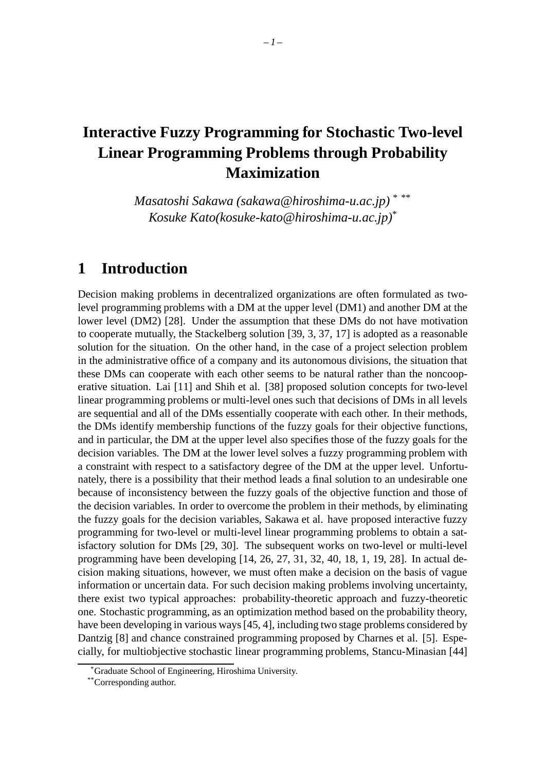# Interactive Fuzzy Programming for Stochastic Two-level Linear Programming Problems through Probability Maximization

*Masatoshi Sakawa (sakawa@hiroshima-u.ac.jp)* [*] [**]
*Kosuke Kato(kosuke-kato@hiroshima-u.ac.jp)*[*]

## 1 Introduction

Decision making problems in decentralized organizations are often formulated as two-level programming problems with a DM at the upper level (DM1) and another DM at the lower level (DM2) [28]. Under the assumption that these DMs do not have motivation to cooperate mutually, the Stackelberg solution [39, 3, 37, 17] is adopted as a reasonable solution for the situation. On the other hand, in the case of a project selection problem in the administrative office of a company and its autonomous divisions, the situation that these DMs can cooperate with each other seems to be natural rather than the noncooperative situation. Lai [11] and Shih et al. [38] proposed solution concepts for two-level linear programming problems or multi-level ones such that decisions of DMs in all levels are sequential and all of the DMs essentially cooperate with each other. In their methods, the DMs identify membership functions of the fuzzy goals for their objective functions, and in particular, the DM at the upper level also specifies those of the fuzzy goals for the decision variables. The DM at the lower level solves a fuzzy programming problem with a constraint with respect to a satisfactory degree of the DM at the upper level. Unfortunately, there is a possibility that their method leads a final solution to an undesirable one because of inconsistency between the fuzzy goals of the objective function and those of the decision variables. In order to overcome the problem in their methods, by eliminating the fuzzy goals for the decision variables, Sakawa et al. have proposed interactive fuzzy programming for two-level or multi-level linear programming problems to obtain a satisfactory solution for DMs [29, 30]. The subsequent works on two-level or multi-level programming have been developing [14, 26, 27, 31, 32, 40, 18, 1, 19, 28]. In actual decision making situations, however, we must often make a decision on the basis of vague information or uncertain data. For such decision making problems involving uncertainty, there exist two typical approaches: probability-theoretic approach and fuzzy-theoretic one. Stochastic programming, as an optimization method based on the probability theory, have been developing in various ways [45, 4], including two stage problems considered by Dantzig [8] and chance constrained programming proposed by Charnes et al. [5]. Especially, for multiobjective stochastic linear programming problems, Stancu-Minasian [44]

[*]Graduate School of Engineering, Hiroshima University.
[**]Corresponding author.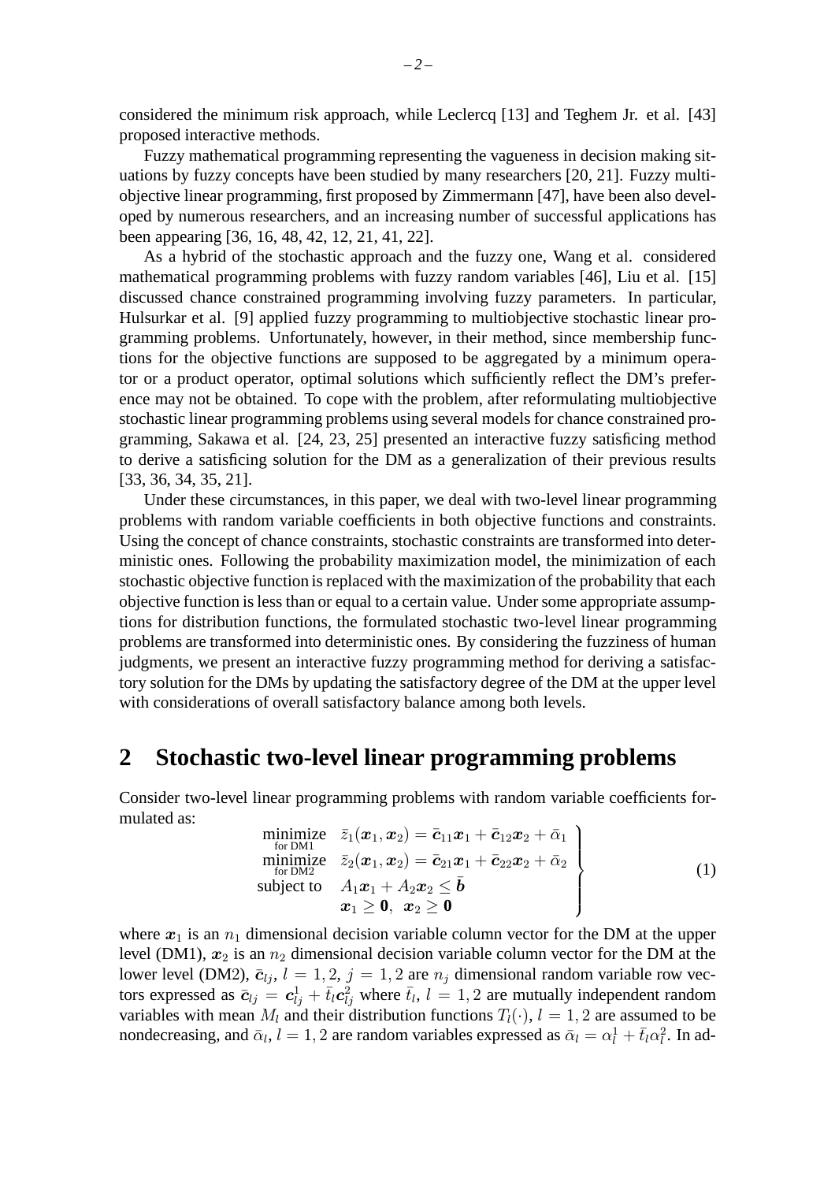considered the minimum risk approach, while Leclercq [13] and Teghem Jr. et al. [43] proposed interactive methods.

Fuzzy mathematical programming representing the vagueness in decision making situations by fuzzy concepts have been studied by many researchers [20, 21]. Fuzzy multiobjective linear programming, first proposed by Zimmermann [47], have been also developed by numerous researchers, and an increasing number of successful applications has been appearing [36, 16, 48, 42, 12, 21, 41, 22].

As a hybrid of the stochastic approach and the fuzzy one, Wang et al. considered mathematical programming problems with fuzzy random variables [46], Liu et al. [15] discussed chance constrained programming involving fuzzy parameters. In particular, Hulsurkar et al. [9] applied fuzzy programming to multiobjective stochastic linear programming problems. Unfortunately, however, in their method, since membership functions for the objective functions are supposed to be aggregated by a minimum operator or a product operator, optimal solutions which sufficiently reflect the DM's preference may not be obtained. To cope with the problem, after reformulating multiobjective stochastic linear programming problems using several models for chance constrained programming, Sakawa et al. [24, 23, 25] presented an interactive fuzzy satisficing method to derive a satisficing solution for the DM as a generalization of their previous results [33, 36, 34, 35, 21].

Under these circumstances, in this paper, we deal with two-level linear programming problems with random variable coefficients in both objective functions and constraints. Using the concept of chance constraints, stochastic constraints are transformed into deterministic ones. Following the probability maximization model, the minimization of each stochastic objective function is replaced with the maximization of the probability that each objective function is less than or equal to a certain value. Under some appropriate assumptions for distribution functions, the formulated stochastic two-level linear programming problems are transformed into deterministic ones. By considering the fuzziness of human judgments, we present an interactive fuzzy programming method for deriving a satisfactory solution for the DMs by updating the satisfactory degree of the DM at the upper level with considerations of overall satisfactory balance among both levels.

## 2 Stochastic two-level linear programming problems

Consider two-level linear programming problems with random variable coefficients formulated as:

$$\left.\begin{array}{ll}
\underset{\text{for DM1}}{\text{minimize}} & \bar{z}_1(\boldsymbol{x}_1, \boldsymbol{x}_2) = \bar{\boldsymbol{c}}_{11}\boldsymbol{x}_1 + \bar{\boldsymbol{c}}_{12}\boldsymbol{x}_2 + \bar{\alpha}_1 \\
\underset{\text{for DM2}}{\text{minimize}} & \bar{z}_2(\boldsymbol{x}_1, \boldsymbol{x}_2) = \bar{\boldsymbol{c}}_{21}\boldsymbol{x}_1 + \bar{\boldsymbol{c}}_{22}\boldsymbol{x}_2 + \bar{\alpha}_2 \\
\text{subject to} & A_1\boldsymbol{x}_1 + A_2\boldsymbol{x}_2 \leq \bar{\boldsymbol{b}} \\
 & \boldsymbol{x}_1 \geq \boldsymbol{0}, \ \ \boldsymbol{x}_2 \geq \boldsymbol{0}
\end{array}\right\} \tag{1}$$

where $\boldsymbol{x}_1$ is an $n_1$ dimensional decision variable column vector for the DM at the upper level (DM1), $\boldsymbol{x}_2$ is an $n_2$ dimensional decision variable column vector for the DM at the lower level (DM2), $\bar{\boldsymbol{c}}_{lj}$, $l = 1, 2$, $j = 1, 2$ are $n_j$ dimensional random variable row vectors expressed as $\bar{\boldsymbol{c}}_{lj} = \boldsymbol{c}^1_{lj} + \bar{t}_l\boldsymbol{c}^2_{lj}$ where $\bar{t}_l$, $l = 1, 2$ are mutually independent random variables with mean $M_l$ and their distribution functions $T_l(\cdot)$, $l = 1, 2$ are assumed to be nondecreasing, and $\bar{\alpha}_l$, $l = 1, 2$ are random variables expressed as $\bar{\alpha}_l = \alpha^1_l + \bar{t}_l\alpha^2_l$. In ad-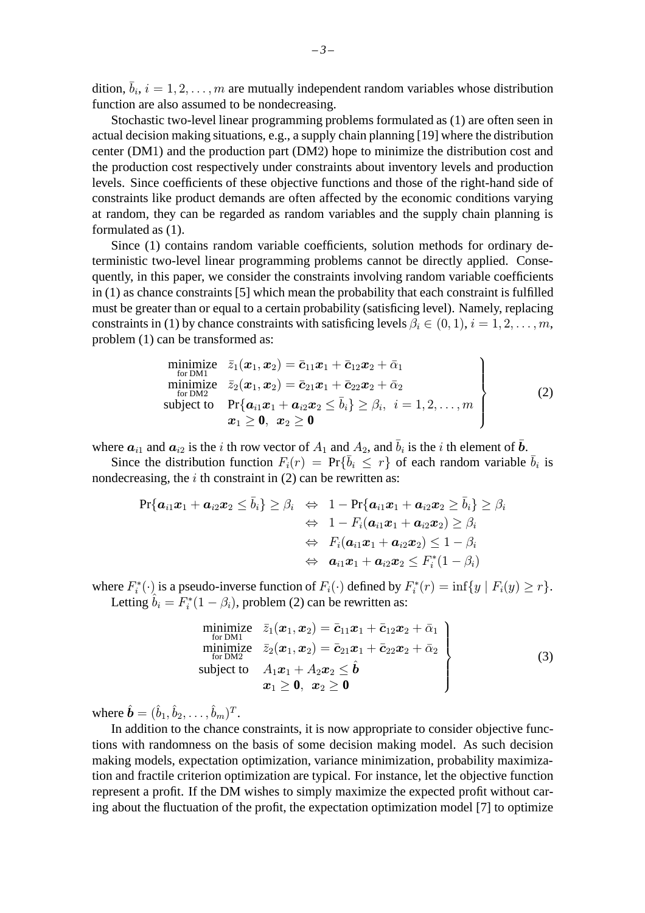dition, $\bar{b}_i$, $i = 1, 2, \ldots, m$ are mutually independent random variables whose distribution function are also assumed to be nondecreasing.

Stochastic two-level linear programming problems formulated as (1) are often seen in actual decision making situations, e.g., a supply chain planning [19] where the distribution center (DM1) and the production part (DM2) hope to minimize the distribution cost and the production cost respectively under constraints about inventory levels and production levels. Since coefficients of these objective functions and those of the right-hand side of constraints like product demands are often affected by the economic conditions varying at random, they can be regarded as random variables and the supply chain planning is formulated as (1).

Since (1) contains random variable coefficients, solution methods for ordinary deterministic two-level linear programming problems cannot be directly applied. Consequently, in this paper, we consider the constraints involving random variable coefficients in (1) as chance constraints [5] which mean the probability that each constraint is fulfilled must be greater than or equal to a certain probability (satisficing level). Namely, replacing constraints in (1) by chance constraints with satisficing levels $\beta_i \in (0, 1)$, $i = 1, 2, \ldots, m$, problem (1) can be transformed as:

$$
\left.\begin{array}{ll}
\underset{\text{for DM1}}{\text{minimize}} & \bar{z}_1(\boldsymbol{x}_1, \boldsymbol{x}_2) = \bar{\boldsymbol{c}}_{11}\boldsymbol{x}_1 + \bar{\boldsymbol{c}}_{12}\boldsymbol{x}_2 + \bar{\alpha}_1 \\
\underset{\text{for DM2}}{\text{minimize}} & \bar{z}_2(\boldsymbol{x}_1, \boldsymbol{x}_2) = \bar{\boldsymbol{c}}_{21}\boldsymbol{x}_1 + \bar{\boldsymbol{c}}_{22}\boldsymbol{x}_2 + \bar{\alpha}_2 \\
\text{subject to} & \Pr\{\boldsymbol{a}_{i1}\boldsymbol{x}_1 + \boldsymbol{a}_{i2}\boldsymbol{x}_2 \leq \bar{b}_i\} \geq \beta_i, \;\; i = 1, 2, \ldots, m \\
& \boldsymbol{x}_1 \geq \boldsymbol{0}, \;\; \boldsymbol{x}_2 \geq \boldsymbol{0}
\end{array}\right\} \tag{2}
$$

where $\boldsymbol{a}_{i1}$ and $\boldsymbol{a}_{i2}$ is the $i$ th row vector of $A_1$ and $A_2$, and $\bar{b}_i$ is the $i$ th element of $\bar{\boldsymbol{b}}$.

Since the distribution function $F_i(r) = \Pr\{\bar{b}_i \leq r\}$ of each random variable $\bar{b}_i$ is nondecreasing, the $i$ th constraint in (2) can be rewritten as:

$$
\begin{aligned}
\Pr\{\boldsymbol{a}_{i1}\boldsymbol{x}_1 + \boldsymbol{a}_{i2}\boldsymbol{x}_2 \leq \bar{b}_i\} \geq \beta_i \;\; & \Leftrightarrow \;\; 1 - \Pr\{\boldsymbol{a}_{i1}\boldsymbol{x}_1 + \boldsymbol{a}_{i2}\boldsymbol{x}_2 \geq \bar{b}_i\} \geq \beta_i \\
& \Leftrightarrow \;\; 1 - F_i(\boldsymbol{a}_{i1}\boldsymbol{x}_1 + \boldsymbol{a}_{i2}\boldsymbol{x}_2) \geq \beta_i \\
& \Leftrightarrow \;\; F_i(\boldsymbol{a}_{i1}\boldsymbol{x}_1 + \boldsymbol{a}_{i2}\boldsymbol{x}_2) \leq 1 - \beta_i \\
& \Leftrightarrow \;\; \boldsymbol{a}_{i1}\boldsymbol{x}_1 + \boldsymbol{a}_{i2}\boldsymbol{x}_2 \leq F_i^*(1 - \beta_i)
\end{aligned}
$$

where $F_i^*(\cdot)$ is a pseudo-inverse function of $F_i(\cdot)$ defined by $F_i^*(r) = \inf\{y \mid F_i(y) \geq r\}$.

Letting $\hat{b}_i = F_i^*(1 - \beta_i)$, problem (2) can be rewritten as:

$$
\left.\begin{array}{ll}
\underset{\text{for DM1}}{\text{minimize}} & \bar{z}_1(\boldsymbol{x}_1, \boldsymbol{x}_2) = \bar{\boldsymbol{c}}_{11}\boldsymbol{x}_1 + \bar{\boldsymbol{c}}_{12}\boldsymbol{x}_2 + \bar{\alpha}_1 \\
\underset{\text{for DM2}}{\text{minimize}} & \bar{z}_2(\boldsymbol{x}_1, \boldsymbol{x}_2) = \bar{\boldsymbol{c}}_{21}\boldsymbol{x}_1 + \bar{\boldsymbol{c}}_{22}\boldsymbol{x}_2 + \bar{\alpha}_2 \\
\text{subject to} & A_1\boldsymbol{x}_1 + A_2\boldsymbol{x}_2 \leq \hat{\boldsymbol{b}} \\
& \boldsymbol{x}_1 \geq \boldsymbol{0}, \;\; \boldsymbol{x}_2 \geq \boldsymbol{0}
\end{array}\right\} \tag{3}
$$

where $\hat{\boldsymbol{b}} = (\hat{b}_1, \hat{b}_2, \ldots, \hat{b}_m)^T$.

In addition to the chance constraints, it is now appropriate to consider objective functions with randomness on the basis of some decision making model. As such decision making models, expectation optimization, variance minimization, probability maximization and fractile criterion optimization are typical. For instance, let the objective function represent a profit. If the DM wishes to simply maximize the expected profit without caring about the fluctuation of the profit, the expectation optimization model [7] to optimize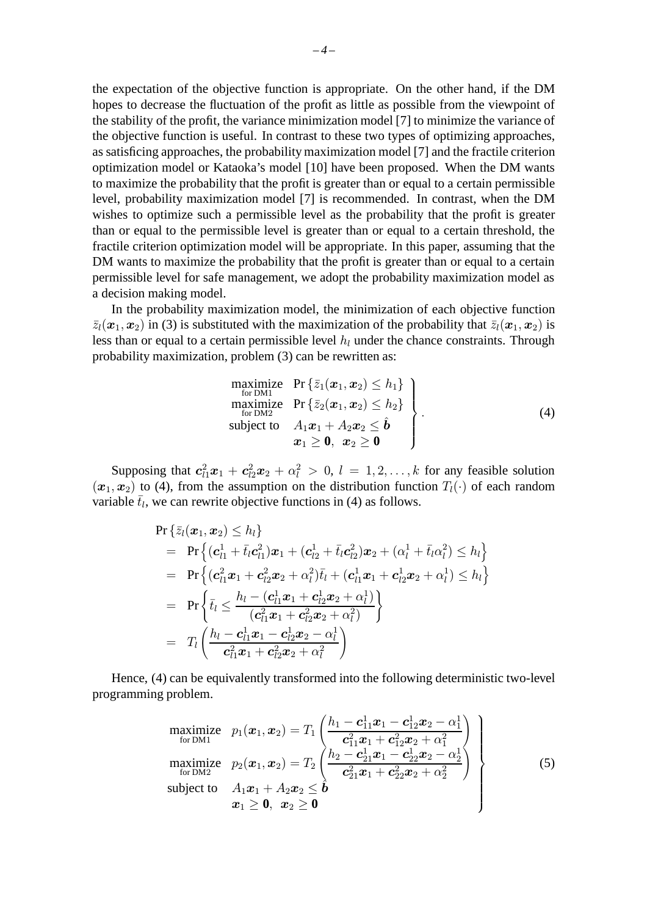the expectation of the objective function is appropriate. On the other hand, if the DM hopes to decrease the fluctuation of the profit as little as possible from the viewpoint of the stability of the profit, the variance minimization model [7] to minimize the variance of the objective function is useful. In contrast to these two types of optimizing approaches, as satisficing approaches, the probability maximization model [7] and the fractile criterion optimization model or Kataoka's model [10] have been proposed. When the DM wants to maximize the probability that the profit is greater than or equal to a certain permissible level, probability maximization model [7] is recommended. In contrast, when the DM wishes to optimize such a permissible level as the probability that the profit is greater than or equal to the permissible level is greater than or equal to a certain threshold, the fractile criterion optimization model will be appropriate. In this paper, assuming that the DM wants to maximize the probability that the profit is greater than or equal to a certain permissible level for safe management, we adopt the probability maximization model as a decision making model.

In the probability maximization model, the minimization of each objective function $\bar{z}_l(\boldsymbol{x}_1, \boldsymbol{x}_2)$ in (3) is substituted with the maximization of the probability that $\bar{z}_l(\boldsymbol{x}_1, \boldsymbol{x}_2)$ is less than or equal to a certain permissible level $h_l$ under the chance constraints. Through probability maximization, problem (3) can be rewritten as:

$$
\left.
\begin{array}{ll}
\underset{\text{for DM1}}{\text{maximize}} & \Pr\{\bar{z}_1(\boldsymbol{x}_1, \boldsymbol{x}_2) \leq h_1\} \\
\underset{\text{for DM2}}{\text{maximize}} & \Pr\{\bar{z}_2(\boldsymbol{x}_1, \boldsymbol{x}_2) \leq h_2\} \\
\text{subject to} & A_1\boldsymbol{x}_1 + A_2\boldsymbol{x}_2 \leq \hat{\boldsymbol{b}} \\
& \boldsymbol{x}_1 \geq \boldsymbol{0}, \;\; \boldsymbol{x}_2 \geq \boldsymbol{0}
\end{array}
\right\}. \tag{4}
$$

Supposing that $\boldsymbol{c}_{l1}^2\boldsymbol{x}_1 + \boldsymbol{c}_{l2}^2\boldsymbol{x}_2 + \alpha_l^2 > 0, \; l = 1, 2, \ldots, k$ for any feasible solution $(\boldsymbol{x}_1, \boldsymbol{x}_2)$ to (4), from the assumption on the distribution function $T_l(\cdot)$ of each random variable $\bar{t}_l$, we can rewrite objective functions in (4) as follows.

$$
\begin{aligned}
& \Pr\{\bar{z}_l(\boldsymbol{x}_1, \boldsymbol{x}_2) \leq h_l\} \\
&= \Pr\Big\{(\boldsymbol{c}_{l1}^1 + \bar{t}_l\boldsymbol{c}_{l1}^2)\boldsymbol{x}_1 + (\boldsymbol{c}_{l2}^1 + \bar{t}_l\boldsymbol{c}_{l2}^2)\boldsymbol{x}_2 + (\alpha_l^1 + \bar{t}_l\alpha_l^2) \leq h_l\Big\} \\
&= \Pr\Big\{(\boldsymbol{c}_{l1}^2\boldsymbol{x}_1 + \boldsymbol{c}_{l2}^2\boldsymbol{x}_2 + \alpha_l^2)\bar{t}_l + (\boldsymbol{c}_{l1}^1\boldsymbol{x}_1 + \boldsymbol{c}_{l2}^1\boldsymbol{x}_2 + \alpha_l^1) \leq h_l\Big\} \\
&= \Pr\left\{\bar{t}_l \leq \frac{h_l - (\boldsymbol{c}_{l1}^1\boldsymbol{x}_1 + \boldsymbol{c}_{l2}^1\boldsymbol{x}_2 + \alpha_l^1)}{(\boldsymbol{c}_{l1}^2\boldsymbol{x}_1 + \boldsymbol{c}_{l2}^2\boldsymbol{x}_2 + \alpha_l^2)}\right\} \\
&= T_l\left(\frac{h_l - \boldsymbol{c}_{l1}^1\boldsymbol{x}_1 - \boldsymbol{c}_{l2}^1\boldsymbol{x}_2 - \alpha_l^1}{\boldsymbol{c}_{l1}^2\boldsymbol{x}_1 + \boldsymbol{c}_{l2}^2\boldsymbol{x}_2 + \alpha_l^2}\right)
\end{aligned}
$$

Hence, (4) can be equivalently transformed into the following deterministic two-level programming problem.

$$
\left.
\begin{array}{ll}
\underset{\text{for DM1}}{\text{maximize}} & p_1(\boldsymbol{x}_1, \boldsymbol{x}_2) = T_1\left(\dfrac{h_1 - \boldsymbol{c}_{11}^1\boldsymbol{x}_1 - \boldsymbol{c}_{12}^1\boldsymbol{x}_2 - \alpha_1^1}{\boldsymbol{c}_{11}^2\boldsymbol{x}_1 + \boldsymbol{c}_{12}^2\boldsymbol{x}_2 + \alpha_1^2}\right) \\
\underset{\text{for DM2}}{\text{maximize}} & p_2(\boldsymbol{x}_1, \boldsymbol{x}_2) = T_2\left(\dfrac{h_2 - \boldsymbol{c}_{21}^1\boldsymbol{x}_1 - \boldsymbol{c}_{22}^1\boldsymbol{x}_2 - \alpha_2^1}{\boldsymbol{c}_{21}^2\boldsymbol{x}_1 + \boldsymbol{c}_{22}^2\boldsymbol{x}_2 + \alpha_2^2}\right) \\
\text{subject to} & A_1\boldsymbol{x}_1 + A_2\boldsymbol{x}_2 \leq \hat{\boldsymbol{b}} \\
& \boldsymbol{x}_1 \geq \boldsymbol{0}, \;\; \boldsymbol{x}_2 \geq \boldsymbol{0}
\end{array}
\right\} \tag{5}
$$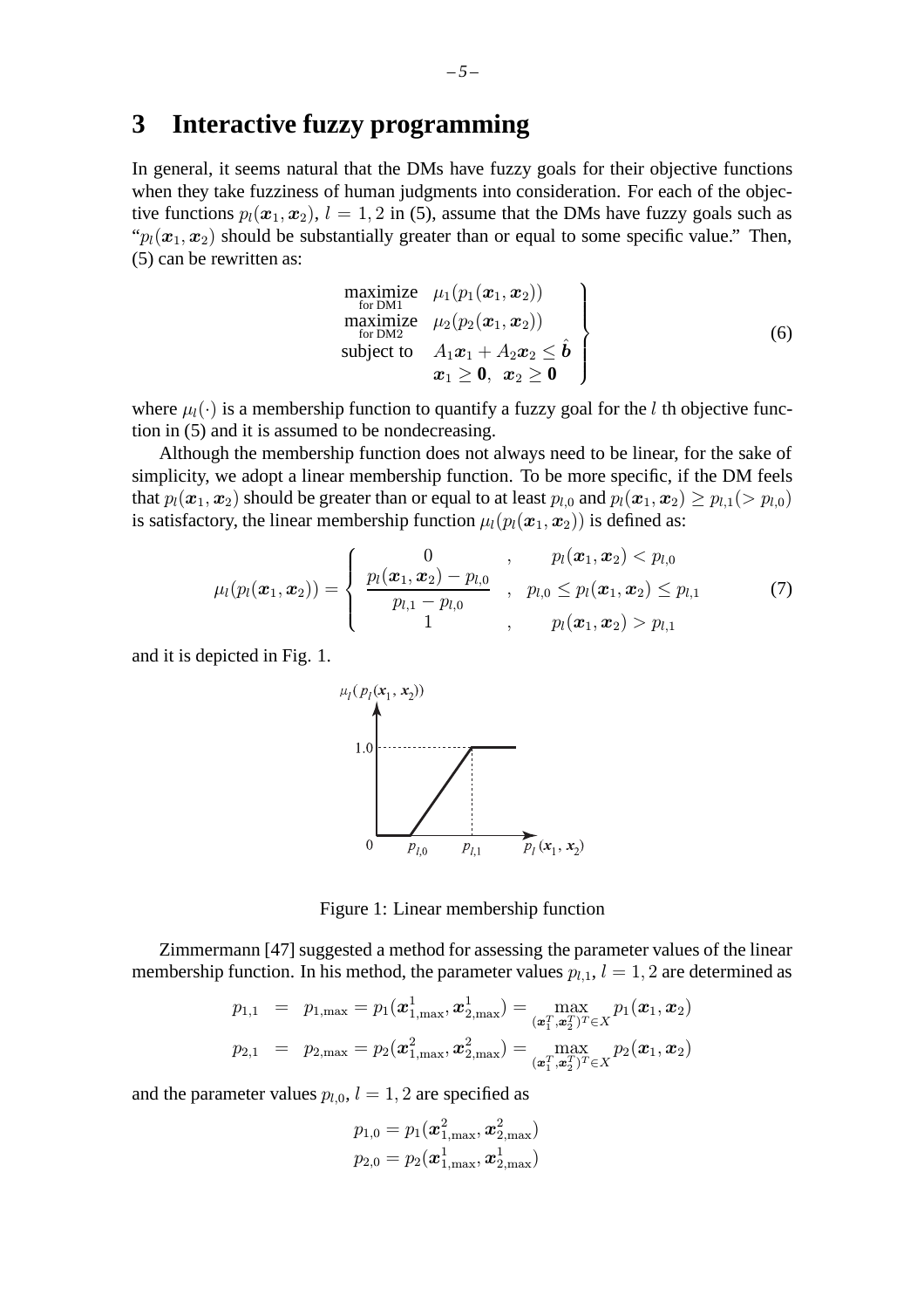## 3 Interactive fuzzy programming

In general, it seems natural that the DMs have fuzzy goals for their objective functions when they take fuzziness of human judgments into consideration. For each of the objective functions $p_l(\boldsymbol{x}_1, \boldsymbol{x}_2)$, $l = 1, 2$ in (5), assume that the DMs have fuzzy goals such as "$p_l(\boldsymbol{x}_1, \boldsymbol{x}_2)$ should be substantially greater than or equal to some specific value." Then, (5) can be rewritten as:

$$\left.\begin{array}{ll} \underset{\text{for DM1}}{\text{maximize}} & \mu_1(p_1(\boldsymbol{x}_1, \boldsymbol{x}_2)) \\ \underset{\text{for DM2}}{\text{maximize}} & \mu_2(p_2(\boldsymbol{x}_1, \boldsymbol{x}_2)) \\ \text{subject to} & A_1\boldsymbol{x}_1 + A_2\boldsymbol{x}_2 \leq \hat{\boldsymbol{b}} \\ & \boldsymbol{x}_1 \geq \boldsymbol{0}, \ \ \boldsymbol{x}_2 \geq \boldsymbol{0} \end{array}\right\} \tag{6}$$

where $\mu_l(\cdot)$ is a membership function to quantify a fuzzy goal for the $l$ th objective function in (5) and it is assumed to be nondecreasing.

Although the membership function does not always need to be linear, for the sake of simplicity, we adopt a linear membership function. To be more specific, if the DM feels that $p_l(\boldsymbol{x}_1, \boldsymbol{x}_2)$ should be greater than or equal to at least $p_{l,0}$ and $p_l(\boldsymbol{x}_1, \boldsymbol{x}_2) \geq p_{l,1} (> p_{l,0})$ is satisfactory, the linear membership function $\mu_l(p_l(\boldsymbol{x}_1, \boldsymbol{x}_2))$ is defined as:

$$\mu_l(p_l(\boldsymbol{x}_1, \boldsymbol{x}_2)) = \begin{cases} 0 & , \quad p_l(\boldsymbol{x}_1, \boldsymbol{x}_2) < p_{l,0} \\ \dfrac{p_l(\boldsymbol{x}_1, \boldsymbol{x}_2) - p_{l,0}}{p_{l,1} - p_{l,0}} & , \quad p_{l,0} \leq p_l(\boldsymbol{x}_1, \boldsymbol{x}_2) \leq p_{l,1} \\ 1 & , \quad p_l(\boldsymbol{x}_1, \boldsymbol{x}_2) > p_{l,1} \end{cases} \tag{7}$$

and it is depicted in Fig. 1.

Figure 1: Linear membership function

Zimmermann [47] suggested a method for assessing the parameter values of the linear membership function. In his method, the parameter values $p_{l,1}$, $l = 1, 2$ are determined as

$$\begin{aligned} p_{1,1} &= p_{1,\max} = p_1(\boldsymbol{x}^1_{1,\max}, \boldsymbol{x}^1_{2,\max}) = \max_{(\boldsymbol{x}_1^T, \boldsymbol{x}_2^T)^T \in X} p_1(\boldsymbol{x}_1, \boldsymbol{x}_2) \\ p_{2,1} &= p_{2,\max} = p_2(\boldsymbol{x}^2_{1,\max}, \boldsymbol{x}^2_{2,\max}) = \max_{(\boldsymbol{x}_1^T, \boldsymbol{x}_2^T)^T \in X} p_2(\boldsymbol{x}_1, \boldsymbol{x}_2) \end{aligned}$$

and the parameter values $p_{l,0}$, $l = 1, 2$ are specified as

$$\begin{aligned} p_{1,0} &= p_1(\boldsymbol{x}^2_{1,\max}, \boldsymbol{x}^2_{2,\max}) \\ p_{2,0} &= p_2(\boldsymbol{x}^1_{1,\max}, \boldsymbol{x}^1_{2,\max}) \end{aligned}$$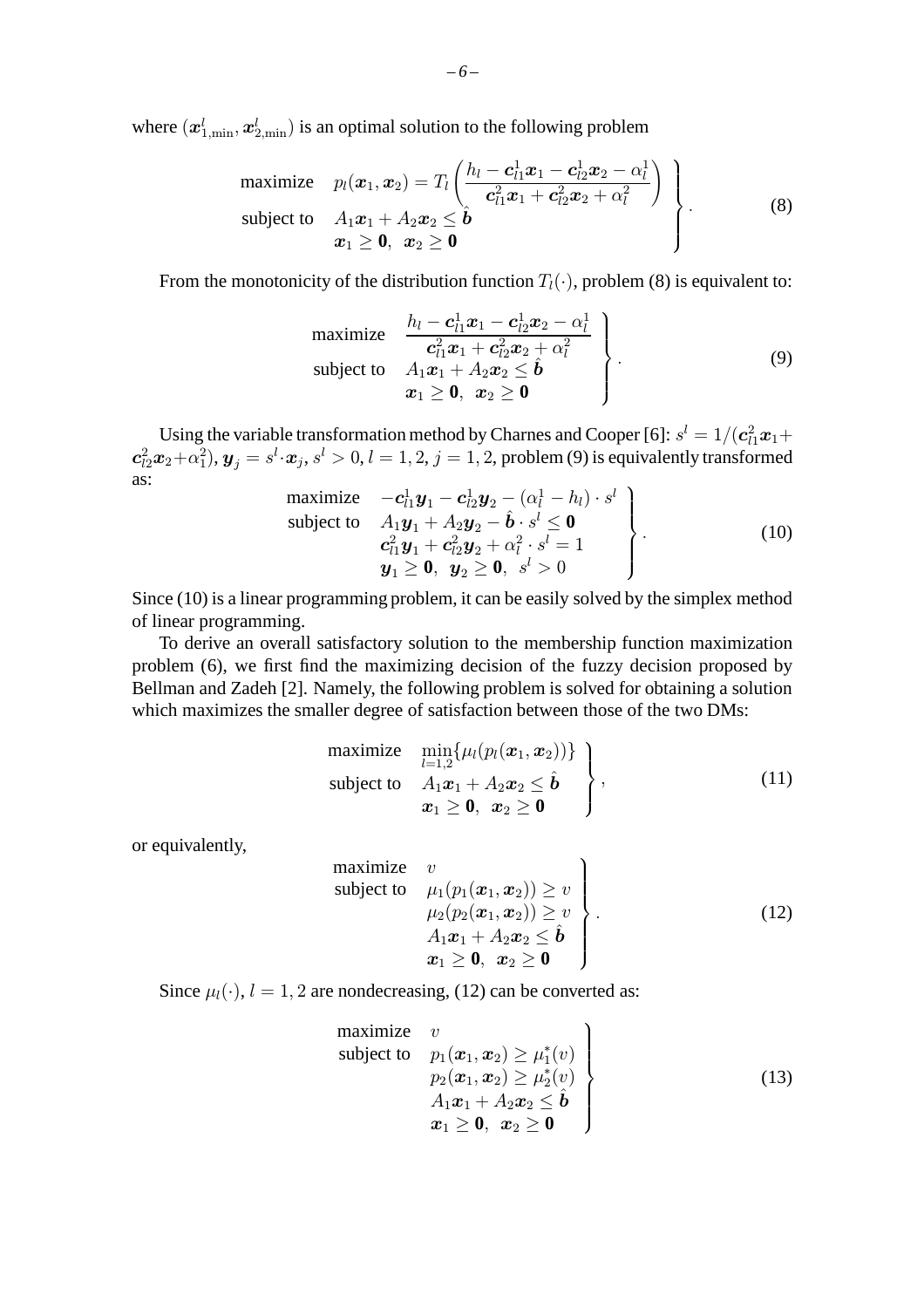where $(\boldsymbol{x}^l_{1,\min}, \boldsymbol{x}^l_{2,\min})$ is an optimal solution to the following problem

$$
\left.
\begin{array}{ll}
\text{maximize} & p_l(\boldsymbol{x}_1, \boldsymbol{x}_2) = T_l\left(\dfrac{h_l - \boldsymbol{c}^1_{l1}\boldsymbol{x}_1 - \boldsymbol{c}^1_{l2}\boldsymbol{x}_2 - \alpha^1_l}{\boldsymbol{c}^2_{l1}\boldsymbol{x}_1 + \boldsymbol{c}^2_{l2}\boldsymbol{x}_2 + \alpha^2_l}\right) \\
\text{subject to} & A_1\boldsymbol{x}_1 + A_2\boldsymbol{x}_2 \leq \hat{\boldsymbol{b}} \\
& \boldsymbol{x}_1 \geq \boldsymbol{0}, \;\; \boldsymbol{x}_2 \geq \boldsymbol{0}
\end{array}
\right\}. \tag{8}
$$

From the monotonicity of the distribution function $T_l(\cdot)$, problem (8) is equivalent to:

$$
\left.
\begin{array}{ll}
\text{maximize} & \dfrac{h_l - \boldsymbol{c}^1_{l1}\boldsymbol{x}_1 - \boldsymbol{c}^1_{l2}\boldsymbol{x}_2 - \alpha^1_l}{\boldsymbol{c}^2_{l1}\boldsymbol{x}_1 + \boldsymbol{c}^2_{l2}\boldsymbol{x}_2 + \alpha^2_l} \\
\text{subject to} & A_1\boldsymbol{x}_1 + A_2\boldsymbol{x}_2 \leq \hat{\boldsymbol{b}} \\
& \boldsymbol{x}_1 \geq \boldsymbol{0}, \;\; \boldsymbol{x}_2 \geq \boldsymbol{0}
\end{array}
\right\}. \tag{9}
$$

Using the variable transformation method by Charnes and Cooper [6]: $s^l = 1/(\boldsymbol{c}^2_{l1}\boldsymbol{x}_1 + \boldsymbol{c}^2_{l2}\boldsymbol{x}_2 + \alpha^2_1)$, $\boldsymbol{y}_j = s^l \cdot \boldsymbol{x}_j$, $s^l > 0$, $l = 1, 2$, $j = 1, 2$, problem (9) is equivalently transformed as:

$$
\left.
\begin{array}{ll}
\text{maximize} & -\boldsymbol{c}^1_{l1}\boldsymbol{y}_1 - \boldsymbol{c}^1_{l2}\boldsymbol{y}_2 - (\alpha^1_l - h_l) \cdot s^l \\
\text{subject to} & A_1\boldsymbol{y}_1 + A_2\boldsymbol{y}_2 - \hat{\boldsymbol{b}} \cdot s^l \leq \boldsymbol{0} \\
& \boldsymbol{c}^2_{l1}\boldsymbol{y}_1 + \boldsymbol{c}^2_{l2}\boldsymbol{y}_2 + \alpha^2_l \cdot s^l = 1 \\
& \boldsymbol{y}_1 \geq \boldsymbol{0}, \;\; \boldsymbol{y}_2 \geq \boldsymbol{0}, \;\; s^l > 0
\end{array}
\right\}. \tag{10}
$$

Since (10) is a linear programming problem, it can be easily solved by the simplex method of linear programming.

To derive an overall satisfactory solution to the membership function maximization problem (6), we first find the maximizing decision of the fuzzy decision proposed by Bellman and Zadeh [2]. Namely, the following problem is solved for obtaining a solution which maximizes the smaller degree of satisfaction between those of the two DMs:

$$
\left.
\begin{array}{ll}
\text{maximize} & \min\limits_{l=1,2}\{\mu_l(p_l(\boldsymbol{x}_1, \boldsymbol{x}_2))\} \\
\text{subject to} & A_1\boldsymbol{x}_1 + A_2\boldsymbol{x}_2 \leq \hat{\boldsymbol{b}} \\
& \boldsymbol{x}_1 \geq \boldsymbol{0}, \;\; \boldsymbol{x}_2 \geq \boldsymbol{0}
\end{array}
\right\}, \tag{11}
$$

or equivalently,

$$
\left.
\begin{array}{ll}
\text{maximize} & v \\
\text{subject to} & \mu_1(p_1(\boldsymbol{x}_1, \boldsymbol{x}_2)) \geq v \\
& \mu_2(p_2(\boldsymbol{x}_1, \boldsymbol{x}_2)) \geq v \\
& A_1\boldsymbol{x}_1 + A_2\boldsymbol{x}_2 \leq \hat{\boldsymbol{b}} \\
& \boldsymbol{x}_1 \geq \boldsymbol{0}, \;\; \boldsymbol{x}_2 \geq \boldsymbol{0}
\end{array}
\right\}. \tag{12}
$$

Since $\mu_l(\cdot)$, $l = 1, 2$ are nondecreasing, (12) can be converted as:

$$
\left.
\begin{array}{ll}
\text{maximize} & v \\
\text{subject to} & p_1(\boldsymbol{x}_1, \boldsymbol{x}_2) \geq \mu^*_1(v) \\
& p_2(\boldsymbol{x}_1, \boldsymbol{x}_2) \geq \mu^*_2(v) \\
& A_1\boldsymbol{x}_1 + A_2\boldsymbol{x}_2 \leq \hat{\boldsymbol{b}} \\
& \boldsymbol{x}_1 \geq \boldsymbol{0}, \;\; \boldsymbol{x}_2 \geq \boldsymbol{0}
\end{array}
\right\} \tag{13}
$$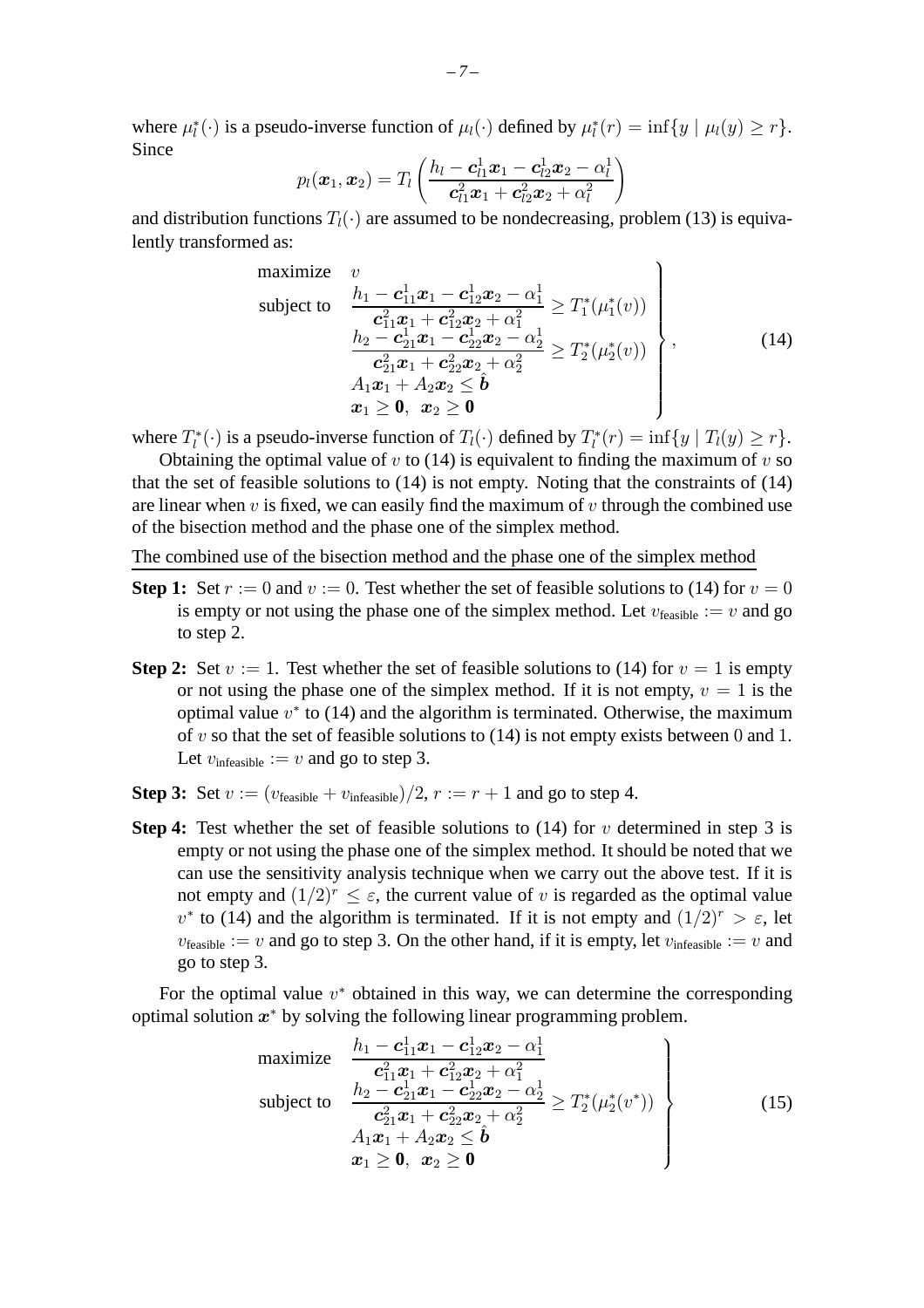where $\mu_l^*(\cdot)$ is a pseudo-inverse function of $\mu_l(\cdot)$ defined by $\mu_l^*(r) = \inf\{y \mid \mu_l(y) \geq r\}$. Since

$$p_l(\boldsymbol{x}_1, \boldsymbol{x}_2) = T_l\left(\frac{h_l - \boldsymbol{c}_{l1}^1 \boldsymbol{x}_1 - \boldsymbol{c}_{l2}^1 \boldsymbol{x}_2 - \alpha_l^1}{\boldsymbol{c}_{l1}^2 \boldsymbol{x}_1 + \boldsymbol{c}_{l2}^2 \boldsymbol{x}_2 + \alpha_l^2}\right)$$

and distribution functions $T_l(\cdot)$ are assumed to be nondecreasing, problem (13) is equivalently transformed as:

$$\left.\begin{array}{ll}\text{maximize} & v \\ \text{subject to} & \dfrac{h_1 - \boldsymbol{c}_{11}^1 \boldsymbol{x}_1 - \boldsymbol{c}_{12}^1 \boldsymbol{x}_2 - \alpha_1^1}{\boldsymbol{c}_{11}^2 \boldsymbol{x}_1 + \boldsymbol{c}_{12}^2 \boldsymbol{x}_2 + \alpha_1^2} \geq T_1^*(\mu_1^*(v)) \\ & \dfrac{h_2 - \boldsymbol{c}_{21}^1 \boldsymbol{x}_1 - \boldsymbol{c}_{22}^1 \boldsymbol{x}_2 - \alpha_2^1}{\boldsymbol{c}_{21}^2 \boldsymbol{x}_1 + \boldsymbol{c}_{22}^2 \boldsymbol{x}_2 + \alpha_2^2} \geq T_2^*(\mu_2^*(v)) \\ & A_1 \boldsymbol{x}_1 + A_2 \boldsymbol{x}_2 \leq \hat{\boldsymbol{b}} \\ & \boldsymbol{x}_1 \geq \boldsymbol{0}, \ \ \boldsymbol{x}_2 \geq \boldsymbol{0}\end{array}\right\}, \tag{14}$$

where $T_l^*(\cdot)$ is a pseudo-inverse function of $T_l(\cdot)$ defined by $T_l^*(r) = \inf\{y \mid T_l(y) \geq r\}$.

Obtaining the optimal value of $v$ to (14) is equivalent to finding the maximum of $v$ so that the set of feasible solutions to (14) is not empty. Noting that the constraints of (14) are linear when $v$ is fixed, we can easily find the maximum of $v$ through the combined use of the bisection method and the phase one of the simplex method.

The combined use of the bisection method and the phase one of the simplex method

**Step 1:** Set $r := 0$ and $v := 0$. Test whether the set of feasible solutions to (14) for $v = 0$ is empty or not using the phase one of the simplex method. Let $v_{\text{feasible}} := v$ and go to step 2.

**Step 2:** Set $v := 1$. Test whether the set of feasible solutions to (14) for $v = 1$ is empty or not using the phase one of the simplex method. If it is not empty, $v = 1$ is the optimal value $v^*$ to (14) and the algorithm is terminated. Otherwise, the maximum of $v$ so that the set of feasible solutions to (14) is not empty exists between 0 and 1. Let $v_{\text{infeasible}} := v$ and go to step 3.

**Step 3:** Set $v := (v_{\text{feasible}} + v_{\text{infeasible}})/2$, $r := r + 1$ and go to step 4.

**Step 4:** Test whether the set of feasible solutions to (14) for $v$ determined in step 3 is empty or not using the phase one of the simplex method. It should be noted that we can use the sensitivity analysis technique when we carry out the above test. If it is not empty and $(1/2)^r \leq \varepsilon$, the current value of $v$ is regarded as the optimal value $v^*$ to (14) and the algorithm is terminated. If it is not empty and $(1/2)^r > \varepsilon$, let $v_{\text{feasible}} := v$ and go to step 3. On the other hand, if it is empty, let $v_{\text{infeasible}} := v$ and go to step 3.

For the optimal value $v^*$ obtained in this way, we can determine the corresponding optimal solution $\boldsymbol{x}^*$ by solving the following linear programming problem.

$$\left.\begin{array}{ll}\text{maximize} & \dfrac{h_1 - \boldsymbol{c}_{11}^1 \boldsymbol{x}_1 - \boldsymbol{c}_{12}^1 \boldsymbol{x}_2 - \alpha_1^1}{\boldsymbol{c}_{11}^2 \boldsymbol{x}_1 + \boldsymbol{c}_{12}^2 \boldsymbol{x}_2 + \alpha_1^2} \\ \text{subject to} & \dfrac{h_2 - \boldsymbol{c}_{21}^1 \boldsymbol{x}_1 - \boldsymbol{c}_{22}^1 \boldsymbol{x}_2 - \alpha_2^1}{\boldsymbol{c}_{21}^2 \boldsymbol{x}_1 + \boldsymbol{c}_{22}^2 \boldsymbol{x}_2 + \alpha_2^2} \geq T_2^*(\mu_2^*(v^*)) \\ & A_1 \boldsymbol{x}_1 + A_2 \boldsymbol{x}_2 \leq \hat{\boldsymbol{b}} \\ & \boldsymbol{x}_1 \geq \boldsymbol{0}, \ \ \boldsymbol{x}_2 \geq \boldsymbol{0}\end{array}\right\} \tag{15}$$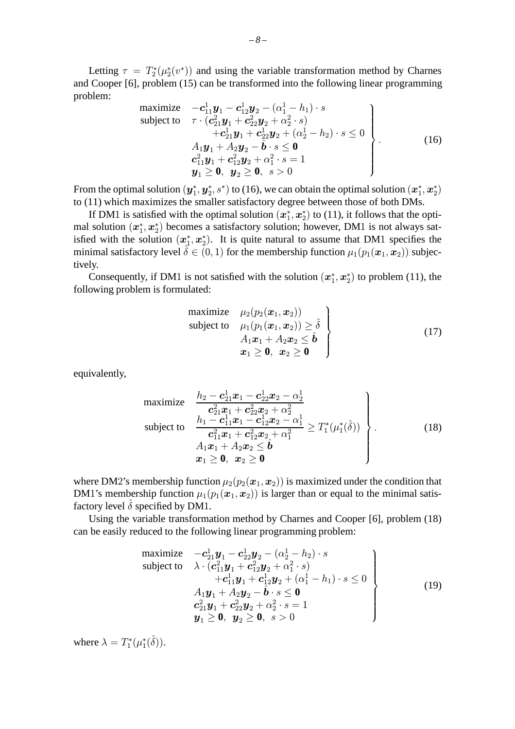Letting $\tau = T_2^*(\mu_2^*(v^*))$ and using the variable transformation method by Charnes and Cooper [6], problem (15) can be transformed into the following linear programming problem:

$$
\left.\begin{array}{ll}
\text{maximize} & -\boldsymbol{c}_{11}^1 \boldsymbol{y}_1 - \boldsymbol{c}_{12}^1 \boldsymbol{y}_2 - (\alpha_1^1 - h_1) \cdot s \\
\text{subject to} & \tau \cdot (\boldsymbol{c}_{21}^2 \boldsymbol{y}_1 + \boldsymbol{c}_{22}^2 \boldsymbol{y}_2 + \alpha_2^2 \cdot s) \\
& \quad + \boldsymbol{c}_{21}^1 \boldsymbol{y}_1 + \boldsymbol{c}_{22}^1 \boldsymbol{y}_2 + (\alpha_2^1 - h_2) \cdot s \leq 0 \\
& A_1 \boldsymbol{y}_1 + A_2 \boldsymbol{y}_2 - \hat{\boldsymbol{b}} \cdot s \leq \boldsymbol{0} \\
& \boldsymbol{c}_{11}^2 \boldsymbol{y}_1 + \boldsymbol{c}_{12}^2 \boldsymbol{y}_2 + \alpha_1^2 \cdot s = 1 \\
& \boldsymbol{y}_1 \geq \boldsymbol{0}, \;\; \boldsymbol{y}_2 \geq \boldsymbol{0}, \;\; s > 0
\end{array}\right\}. \tag{16}
$$

From the optimal solution $(\boldsymbol{y}_1^*, \boldsymbol{y}_2^*, s^*)$ to (16), we can obtain the optimal solution $(\boldsymbol{x}_1^*, \boldsymbol{x}_2^*)$ to (11) which maximizes the smaller satisfactory degree between those of both DMs.

If DM1 is satisfied with the optimal solution $(\boldsymbol{x}_1^*, \boldsymbol{x}_2^*)$ to (11), it follows that the optimal solution $(\boldsymbol{x}_1^*, \boldsymbol{x}_2^*)$ becomes a satisfactory solution; however, DM1 is not always satisfied with the solution $(\boldsymbol{x}_1^*, \boldsymbol{x}_2^*)$. It is quite natural to assume that DM1 specifies the minimal satisfactory level $\hat{\delta} \in (0, 1)$ for the membership function $\mu_1(p_1(\boldsymbol{x}_1, \boldsymbol{x}_2))$ subjectively.

Consequently, if DM1 is not satisfied with the solution $(\boldsymbol{x}_1^*, \boldsymbol{x}_2^*)$ to problem (11), the following problem is formulated:

$$
\left.\begin{array}{ll}
\text{maximize} & \mu_2(p_2(\boldsymbol{x}_1, \boldsymbol{x}_2)) \\
\text{subject to} & \mu_1(p_1(\boldsymbol{x}_1, \boldsymbol{x}_2)) \geq \hat{\delta} \\
& A_1 \boldsymbol{x}_1 + A_2 \boldsymbol{x}_2 \leq \hat{\boldsymbol{b}} \\
& \boldsymbol{x}_1 \geq \boldsymbol{0}, \;\; \boldsymbol{x}_2 \geq \boldsymbol{0}
\end{array}\right\} \tag{17}
$$

equivalently,

$$
\left.\begin{array}{ll}
\text{maximize} & \dfrac{h_2 - \boldsymbol{c}_{21}^1 \boldsymbol{x}_1 - \boldsymbol{c}_{22}^1 \boldsymbol{x}_2 - \alpha_2^1}{\boldsymbol{c}_{21}^2 \boldsymbol{x}_1 + \boldsymbol{c}_{22}^2 \boldsymbol{x}_2 + \alpha_2^2} \\
\text{subject to} & \dfrac{h_1 - \boldsymbol{c}_{11}^1 \boldsymbol{x}_1 - \boldsymbol{c}_{12}^1 \boldsymbol{x}_2 - \alpha_1^1}{\boldsymbol{c}_{11}^2 \boldsymbol{x}_1 + \boldsymbol{c}_{12}^2 \boldsymbol{x}_2 + \alpha_1^2} \geq T_1^*(\mu_1^*(\hat{\delta})) \\
& A_1 \boldsymbol{x}_1 + A_2 \boldsymbol{x}_2 \leq \hat{\boldsymbol{b}} \\
& \boldsymbol{x}_1 \geq \boldsymbol{0}, \;\; \boldsymbol{x}_2 \geq \boldsymbol{0}
\end{array}\right\}. \tag{18}
$$

where DM2's membership function $\mu_2(p_2(\boldsymbol{x}_1, \boldsymbol{x}_2))$ is maximized under the condition that DM1's membership function $\mu_1(p_1(\boldsymbol{x}_1, \boldsymbol{x}_2))$ is larger than or equal to the minimal satisfactory level $\hat{\delta}$ specified by DM1.

Using the variable transformation method by Charnes and Cooper [6], problem (18) can be easily reduced to the following linear programming problem:

$$
\left.\begin{array}{ll}
\text{maximize} & -\boldsymbol{c}_{21}^1 \boldsymbol{y}_1 - \boldsymbol{c}_{22}^1 \boldsymbol{y}_2 - (\alpha_2^1 - h_2) \cdot s \\
\text{subject to} & \lambda \cdot (\boldsymbol{c}_{11}^2 \boldsymbol{y}_1 + \boldsymbol{c}_{12}^2 \boldsymbol{y}_2 + \alpha_1^2 \cdot s) \\
& \quad + \boldsymbol{c}_{11}^1 \boldsymbol{y}_1 + \boldsymbol{c}_{12}^1 \boldsymbol{y}_2 + (\alpha_1^1 - h_1) \cdot s \leq 0 \\
& A_1 \boldsymbol{y}_1 + A_2 \boldsymbol{y}_2 - \hat{\boldsymbol{b}} \cdot s \leq \boldsymbol{0} \\
& \boldsymbol{c}_{21}^2 \boldsymbol{y}_1 + \boldsymbol{c}_{22}^2 \boldsymbol{y}_2 + \alpha_2^2 \cdot s = 1 \\
& \boldsymbol{y}_1 \geq \boldsymbol{0}, \;\; \boldsymbol{y}_2 \geq \boldsymbol{0}, \;\; s > 0
\end{array}\right\} \tag{19}
$$

where $\lambda = T_1^*(\mu_1^*(\hat{\delta}))$.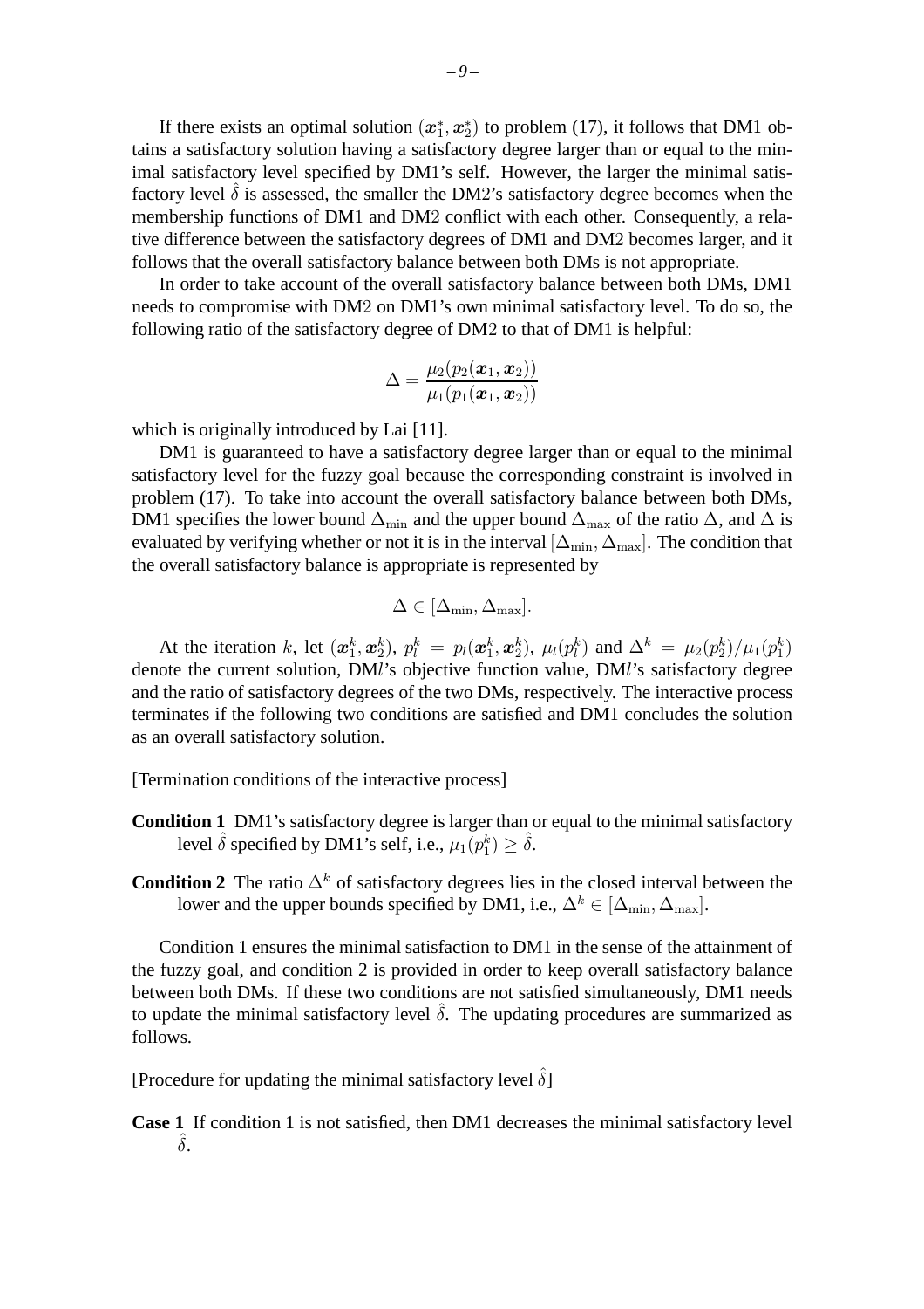If there exists an optimal solution $(\boldsymbol{x}_1^*, \boldsymbol{x}_2^*)$ to problem (17), it follows that DM1 obtains a satisfactory solution having a satisfactory degree larger than or equal to the minimal satisfactory level specified by DM1's self. However, the larger the minimal satisfactory level $\hat{\delta}$ is assessed, the smaller the DM2's satisfactory degree becomes when the membership functions of DM1 and DM2 conflict with each other. Consequently, a relative difference between the satisfactory degrees of DM1 and DM2 becomes larger, and it follows that the overall satisfactory balance between both DMs is not appropriate.

In order to take account of the overall satisfactory balance between both DMs, DM1 needs to compromise with DM2 on DM1's own minimal satisfactory level. To do so, the following ratio of the satisfactory degree of DM2 to that of DM1 is helpful:

$$\Delta = \frac{\mu_2(p_2(\boldsymbol{x}_1, \boldsymbol{x}_2))}{\mu_1(p_1(\boldsymbol{x}_1, \boldsymbol{x}_2))}$$

which is originally introduced by Lai [11].

DM1 is guaranteed to have a satisfactory degree larger than or equal to the minimal satisfactory level for the fuzzy goal because the corresponding constraint is involved in problem (17). To take into account the overall satisfactory balance between both DMs, DM1 specifies the lower bound $\Delta_{\min}$ and the upper bound $\Delta_{\max}$ of the ratio $\Delta$, and $\Delta$ is evaluated by verifying whether or not it is in the interval $[\Delta_{\min}, \Delta_{\max}]$. The condition that the overall satisfactory balance is appropriate is represented by

$$\Delta \in [\Delta_{\min}, \Delta_{\max}].$$

At the iteration $k$, let $(\boldsymbol{x}_1^k, \boldsymbol{x}_2^k)$, $p_l^k = p_l(\boldsymbol{x}_1^k, \boldsymbol{x}_2^k)$, $\mu_l(p_l^k)$ and $\Delta^k = \mu_2(p_2^k)/\mu_1(p_1^k)$ denote the current solution, DM$l$'s objective function value, DM$l$'s satisfactory degree and the ratio of satisfactory degrees of the two DMs, respectively. The interactive process terminates if the following two conditions are satisfied and DM1 concludes the solution as an overall satisfactory solution.

[Termination conditions of the interactive process]

**Condition 1** DM1's satisfactory degree is larger than or equal to the minimal satisfactory level $\hat{\delta}$ specified by DM1's self, i.e., $\mu_1(p_1^k) \geq \hat{\delta}$.

**Condition 2** The ratio $\Delta^k$ of satisfactory degrees lies in the closed interval between the lower and the upper bounds specified by DM1, i.e., $\Delta^k \in [\Delta_{\min}, \Delta_{\max}]$.

Condition 1 ensures the minimal satisfaction to DM1 in the sense of the attainment of the fuzzy goal, and condition 2 is provided in order to keep overall satisfactory balance between both DMs. If these two conditions are not satisfied simultaneously, DM1 needs to update the minimal satisfactory level $\hat{\delta}$. The updating procedures are summarized as follows.

[Procedure for updating the minimal satisfactory level $\hat{\delta}$]

**Case 1** If condition 1 is not satisfied, then DM1 decreases the minimal satisfactory level $\hat{\delta}$.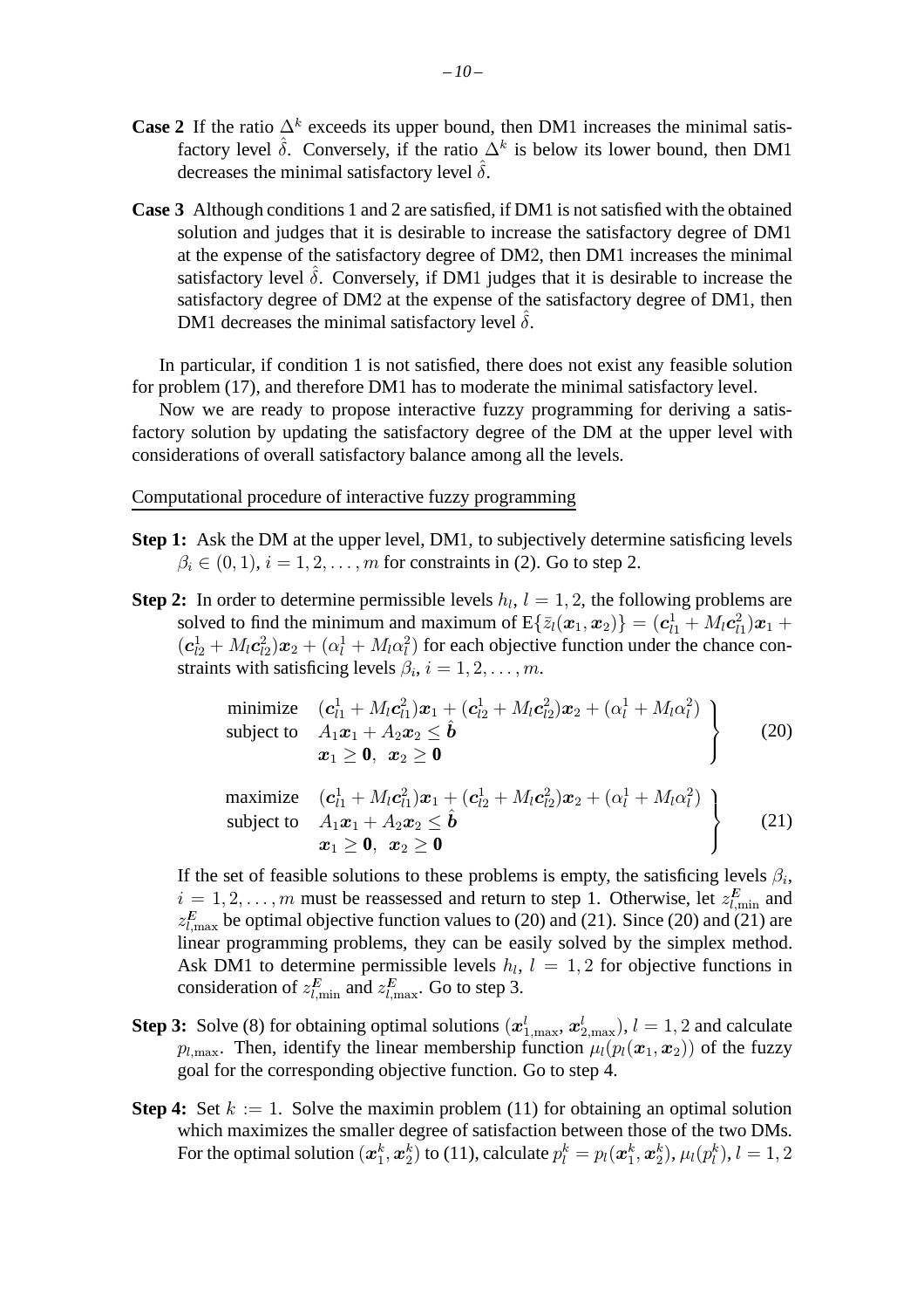**Case 2** If the ratio $\Delta^k$ exceeds its upper bound, then DM1 increases the minimal satisfactory level $\hat{\delta}$. Conversely, if the ratio $\Delta^k$ is below its lower bound, then DM1 decreases the minimal satisfactory level $\hat{\delta}$.

**Case 3** Although conditions 1 and 2 are satisfied, if DM1 is not satisfied with the obtained solution and judges that it is desirable to increase the satisfactory degree of DM1 at the expense of the satisfactory degree of DM2, then DM1 increases the minimal satisfactory level $\hat{\delta}$. Conversely, if DM1 judges that it is desirable to increase the satisfactory degree of DM2 at the expense of the satisfactory degree of DM1, then DM1 decreases the minimal satisfactory level $\hat{\delta}$.

In particular, if condition 1 is not satisfied, there does not exist any feasible solution for problem (17), and therefore DM1 has to moderate the minimal satisfactory level.

Now we are ready to propose interactive fuzzy programming for deriving a satisfactory solution by updating the satisfactory degree of the DM at the upper level with considerations of overall satisfactory balance among all the levels.

Computational procedure of interactive fuzzy programming

**Step 1:** Ask the DM at the upper level, DM1, to subjectively determine satisficing levels $\beta_i \in (0,1)$, $i = 1, 2, \ldots, m$ for constraints in (2). Go to step 2.

**Step 2:** In order to determine permissible levels $h_l$, $l = 1, 2$, the following problems are solved to find the minimum and maximum of $\mathrm{E}\{\bar{z}_l(\boldsymbol{x}_1, \boldsymbol{x}_2)\} = (\boldsymbol{c}_{l1}^1 + M_l \boldsymbol{c}_{l1}^2)\boldsymbol{x}_1 + (\boldsymbol{c}_{l2}^1 + M_l \boldsymbol{c}_{l2}^2)\boldsymbol{x}_2 + (\alpha_l^1 + M_l \alpha_l^2)$ for each objective function under the chance constraints with satisficing levels $\beta_i$, $i = 1, 2, \ldots, m$.

$$
\left.
\begin{array}{ll}
\text{minimize} & (\boldsymbol{c}_{l1}^1 + M_l \boldsymbol{c}_{l1}^2)\boldsymbol{x}_1 + (\boldsymbol{c}_{l2}^1 + M_l \boldsymbol{c}_{l2}^2)\boldsymbol{x}_2 + (\alpha_l^1 + M_l \alpha_l^2) \\
\text{subject to} & A_1 \boldsymbol{x}_1 + A_2 \boldsymbol{x}_2 \leq \hat{\boldsymbol{b}} \\
& \boldsymbol{x}_1 \geq \boldsymbol{0}, \ \boldsymbol{x}_2 \geq \boldsymbol{0}
\end{array}
\right\} \tag{20}
$$

$$
\left.
\begin{array}{ll}
\text{maximize} & (\boldsymbol{c}_{l1}^1 + M_l \boldsymbol{c}_{l1}^2)\boldsymbol{x}_1 + (\boldsymbol{c}_{l2}^1 + M_l \boldsymbol{c}_{l2}^2)\boldsymbol{x}_2 + (\alpha_l^1 + M_l \alpha_l^2) \\
\text{subject to} & A_1 \boldsymbol{x}_1 + A_2 \boldsymbol{x}_2 \leq \hat{\boldsymbol{b}} \\
& \boldsymbol{x}_1 \geq \boldsymbol{0}, \ \boldsymbol{x}_2 \geq \boldsymbol{0}
\end{array}
\right\} \tag{21}
$$

If the set of feasible solutions to these problems is empty, the satisficing levels $\beta_i$, $i = 1, 2, \ldots, m$ must be reassessed and return to step 1. Otherwise, let $z_{l,\min}^{\boldsymbol{E}}$ and $z_{l,\max}^{\boldsymbol{E}}$ be optimal objective function values to (20) and (21). Since (20) and (21) are linear programming problems, they can be easily solved by the simplex method. Ask DM1 to determine permissible levels $h_l$, $l = 1, 2$ for objective functions in consideration of $z_{l,\min}^{\boldsymbol{E}}$ and $z_{l,\max}^{\boldsymbol{E}}$. Go to step 3.

**Step 3:** Solve (8) for obtaining optimal solutions $(\boldsymbol{x}_{1,\max}^l, \boldsymbol{x}_{2,\max}^l)$, $l = 1, 2$ and calculate $p_{l,\max}$. Then, identify the linear membership function $\mu_l(p_l(\boldsymbol{x}_1, \boldsymbol{x}_2))$ of the fuzzy goal for the corresponding objective function. Go to step 4.

**Step 4:** Set $k := 1$. Solve the maximin problem (11) for obtaining an optimal solution which maximizes the smaller degree of satisfaction between those of the two DMs. For the optimal solution $(\boldsymbol{x}_1^k, \boldsymbol{x}_2^k)$ to (11), calculate $p_l^k = p_l(\boldsymbol{x}_1^k, \boldsymbol{x}_2^k)$, $\mu_l(p_l^k)$, $l = 1, 2$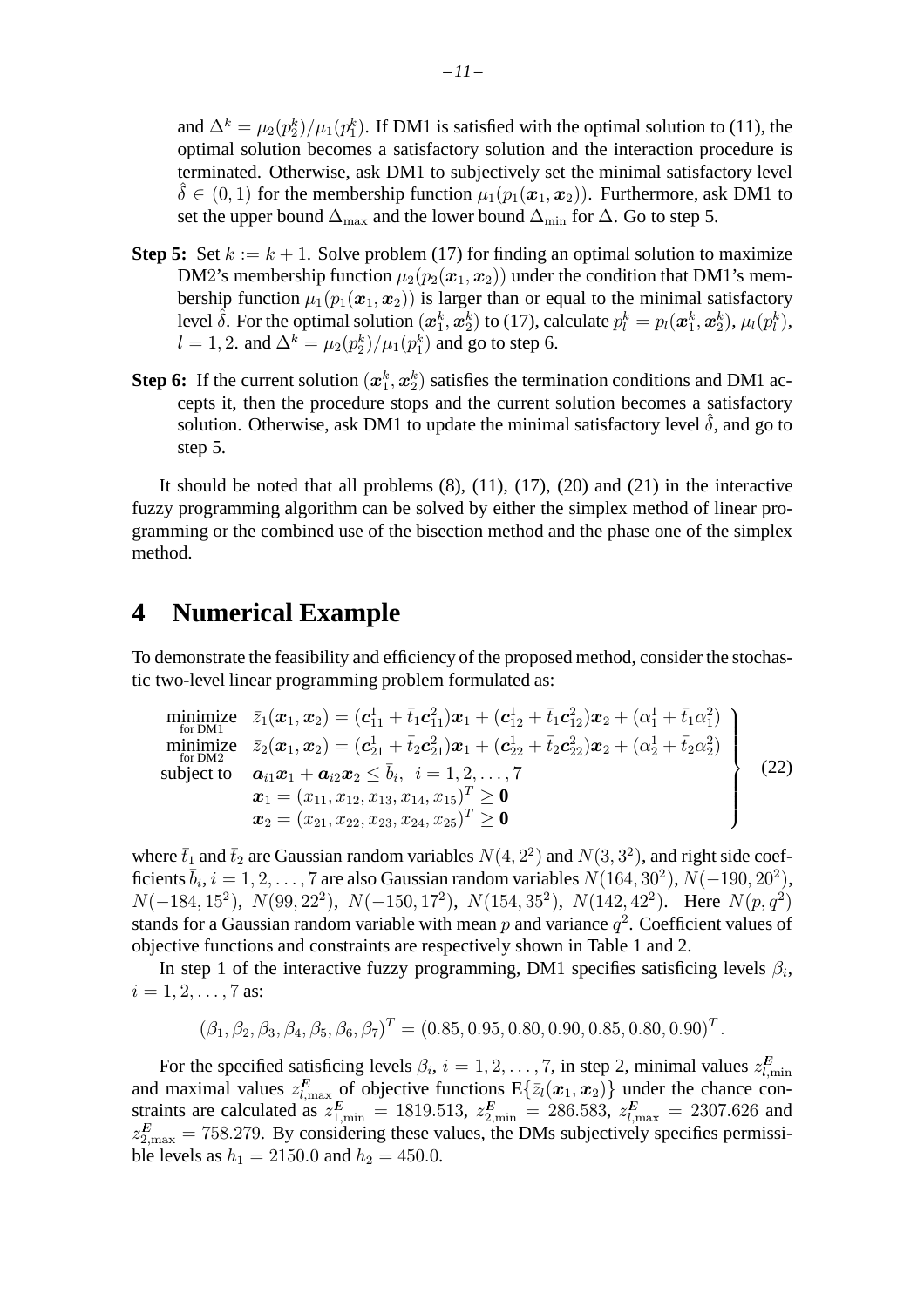and $\Delta^k = \mu_2(p_2^k)/\mu_1(p_1^k)$. If DM1 is satisfied with the optimal solution to (11), the optimal solution becomes a satisfactory solution and the interaction procedure is terminated. Otherwise, ask DM1 to subjectively set the minimal satisfactory level $\hat{\delta} \in (0, 1)$ for the membership function $\mu_1(p_1(\boldsymbol{x}_1, \boldsymbol{x}_2))$. Furthermore, ask DM1 to set the upper bound $\Delta_{\max}$ and the lower bound $\Delta_{\min}$ for $\Delta$. Go to step 5.

**Step 5:** Set $k := k + 1$. Solve problem (17) for finding an optimal solution to maximize DM2's membership function $\mu_2(p_2(\boldsymbol{x}_1, \boldsymbol{x}_2))$ under the condition that DM1's membership function $\mu_1(p_1(\boldsymbol{x}_1, \boldsymbol{x}_2))$ is larger than or equal to the minimal satisfactory level $\hat{\delta}$. For the optimal solution $(\boldsymbol{x}_1^k, \boldsymbol{x}_2^k)$ to (17), calculate $p_l^k = p_l(\boldsymbol{x}_1^k, \boldsymbol{x}_2^k)$, $\mu_l(p_l^k)$, $l = 1, 2$. and $\Delta^k = \mu_2(p_2^k)/\mu_1(p_1^k)$ and go to step 6.

**Step 6:** If the current solution $(\boldsymbol{x}_1^k, \boldsymbol{x}_2^k)$ satisfies the termination conditions and DM1 accepts it, then the procedure stops and the current solution becomes a satisfactory solution. Otherwise, ask DM1 to update the minimal satisfactory level $\hat{\delta}$, and go to step 5.

It should be noted that all problems (8), (11), (17), (20) and (21) in the interactive fuzzy programming algorithm can be solved by either the simplex method of linear programming or the combined use of the bisection method and the phase one of the simplex method.

# 4 Numerical Example

To demonstrate the feasibility and efficiency of the proposed method, consider the stochastic two-level linear programming problem formulated as:

$$
\left.
\begin{array}{ll}
\underset{\text{for DM1}}{\text{minimize}} & \bar{z}_1(\boldsymbol{x}_1, \boldsymbol{x}_2) = (\boldsymbol{c}_{11}^1 + \bar{t}_1 \boldsymbol{c}_{11}^2)\boldsymbol{x}_1 + (\boldsymbol{c}_{12}^1 + \bar{t}_1 \boldsymbol{c}_{12}^2)\boldsymbol{x}_2 + (\alpha_1^1 + \bar{t}_1 \alpha_1^2) \\
\underset{\text{for DM2}}{\text{minimize}} & \bar{z}_2(\boldsymbol{x}_1, \boldsymbol{x}_2) = (\boldsymbol{c}_{21}^1 + \bar{t}_2 \boldsymbol{c}_{21}^2)\boldsymbol{x}_1 + (\boldsymbol{c}_{22}^1 + \bar{t}_2 \boldsymbol{c}_{22}^2)\boldsymbol{x}_2 + (\alpha_2^1 + \bar{t}_2 \alpha_2^2) \\
\text{subject to} & \boldsymbol{a}_{i1}\boldsymbol{x}_1 + \boldsymbol{a}_{i2}\boldsymbol{x}_2 \leq \bar{b}_i, \;\; i = 1, 2, \ldots, 7 \\
& \boldsymbol{x}_1 = (x_{11}, x_{12}, x_{13}, x_{14}, x_{15})^T \geq \boldsymbol{0} \\
& \boldsymbol{x}_2 = (x_{21}, x_{22}, x_{23}, x_{24}, x_{25})^T \geq \boldsymbol{0}
\end{array}
\right\} \quad (22)
$$

where $\bar{t}_1$ and $\bar{t}_2$ are Gaussian random variables $N(4, 2^2)$ and $N(3, 3^2)$, and right side coefficients $\bar{b}_i$, $i = 1, 2, \ldots, 7$ are also Gaussian random variables $N(164, 30^2)$, $N(-190, 20^2)$, $N(-184, 15^2)$, $N(99, 22^2)$, $N(-150, 17^2)$, $N(154, 35^2)$, $N(142, 42^2)$. Here $N(p, q^2)$ stands for a Gaussian random variable with mean $p$ and variance $q^2$. Coefficient values of objective functions and constraints are respectively shown in Table 1 and 2.

In step 1 of the interactive fuzzy programming, DM1 specifies satisficing levels $\beta_i$, $i = 1, 2, \ldots, 7$ as:

$$(\beta_1, \beta_2, \beta_3, \beta_4, \beta_5, \beta_6, \beta_7)^T = (0.85, 0.95, 0.80, 0.90, 0.85, 0.80, 0.90)^T.$$

For the specified satisficing levels $\beta_i$, $i = 1, 2, \ldots, 7$, in step 2, minimal values $z_{l,\min}^{\boldsymbol{E}}$ and maximal values $z_{l,\max}^{\boldsymbol{E}}$ of objective functions $\mathrm{E}\{\bar{z}_l(\boldsymbol{x}_1, \boldsymbol{x}_2)\}$ under the chance constraints are calculated as $z_{1,\min}^{\boldsymbol{E}} = 1819.513$, $z_{2,\min}^{\boldsymbol{E}} = 286.583$, $z_{l,\max}^{\boldsymbol{E}} = 2307.626$ and $z_{2,\max}^{\boldsymbol{E}} = 758.279$. By considering these values, the DMs subjectively specifies permissible levels as $h_1 = 2150.0$ and $h_2 = 450.0$.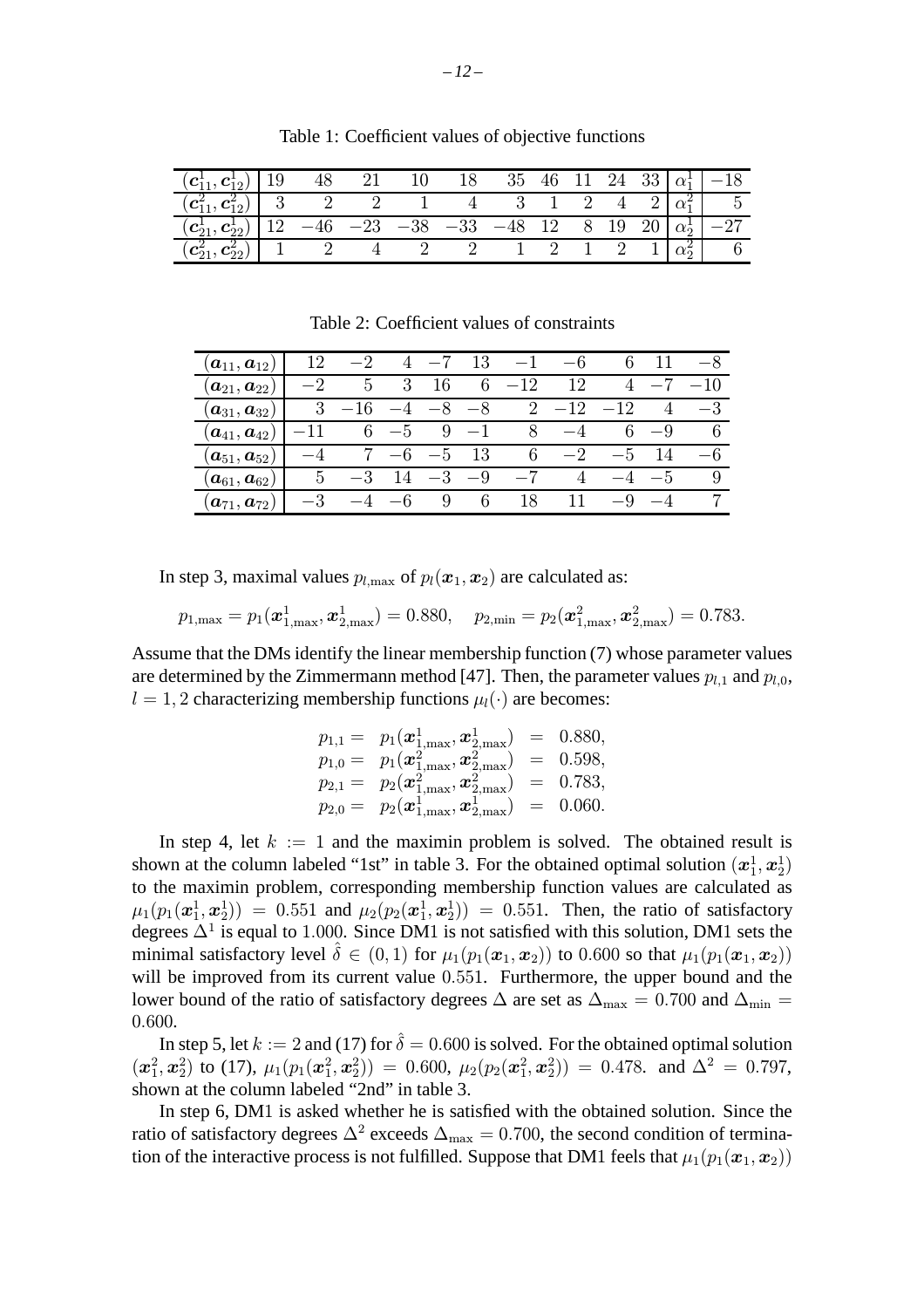Table 1: Coefficient values of objective functions

| | | | | | | | | | | | |
|---|---|---|---|---|---|---|---|---|---|---|---|
| $(\boldsymbol{c}_{11}^1, \boldsymbol{c}_{12}^1)$ | 19 | 48 | 21 | 10 | 18 | 35 | 46 | 11 | 24 | 33 | $\alpha_1^1$ | $-18$ |
| $(\boldsymbol{c}_{11}^2, \boldsymbol{c}_{12}^2)$ | 3 | 2 | 2 | 1 | 4 | 3 | 1 | 2 | 4 | 2 | $\alpha_1^2$ | 5 |
| $(\boldsymbol{c}_{21}^1, \boldsymbol{c}_{22}^1)$ | 12 | $-46$ | $-23$ | $-38$ | $-33$ | $-48$ | 12 | 8 | 19 | 20 | $\alpha_2^1$ | $-27$ |
| $(\boldsymbol{c}_{21}^2, \boldsymbol{c}_{22}^2)$ | 1 | 2 | 4 | 2 | 2 | 1 | 2 | 1 | 2 | 1 | $\alpha_2^2$ | 6 |

Table 2: Coefficient values of constraints

| | | | | | | | | | | |
|---|---|---|---|---|---|---|---|---|---|---|
| $(\boldsymbol{a}_{11}, \boldsymbol{a}_{12})$ | 12 | $-2$ | 4 | $-7$ | 13 | $-1$ | $-6$ | 6 | 11 | $-8$ |
| $(\boldsymbol{a}_{21}, \boldsymbol{a}_{22})$ | $-2$ | 5 | 3 | 16 | 6 | $-12$ | 12 | 4 | $-7$ | $-10$ |
| $(\boldsymbol{a}_{31}, \boldsymbol{a}_{32})$ | 3 | $-16$ | $-4$ | $-8$ | $-8$ | 2 | $-12$ | $-12$ | 4 | $-3$ |
| $(\boldsymbol{a}_{41}, \boldsymbol{a}_{42})$ | $-11$ | 6 | $-5$ | 9 | $-1$ | 8 | $-4$ | 6 | $-9$ | 6 |
| $(\boldsymbol{a}_{51}, \boldsymbol{a}_{52})$ | $-4$ | 7 | $-6$ | $-5$ | 13 | 6 | $-2$ | $-5$ | 14 | $-6$ |
| $(\boldsymbol{a}_{61}, \boldsymbol{a}_{62})$ | 5 | $-3$ | 14 | $-3$ | $-9$ | $-7$ | 4 | $-4$ | $-5$ | 9 |
| $(\boldsymbol{a}_{71}, \boldsymbol{a}_{72})$ | $-3$ | $-4$ | $-6$ | 9 | 6 | 18 | 11 | $-9$ | $-4$ | 7 |

In step 3, maximal values $p_{l,\max}$ of $p_l(\boldsymbol{x}_1, \boldsymbol{x}_2)$ are calculated as:

$$p_{1,\max} = p_1(\boldsymbol{x}_{1,\max}^1, \boldsymbol{x}_{2,\max}^1) = 0.880, \quad p_{2,\min} = p_2(\boldsymbol{x}_{1,\max}^2, \boldsymbol{x}_{2,\max}^2) = 0.783.$$

Assume that the DMs identify the linear membership function (7) whose parameter values are determined by the Zimmermann method [47]. Then, the parameter values $p_{l,1}$ and $p_{l,0}$, $l = 1, 2$ characterizing membership functions $\mu_l(\cdot)$ are becomes:

$$\begin{aligned}
p_{1,1} = \;& p_1(\boldsymbol{x}_{1,\max}^1, \boldsymbol{x}_{2,\max}^1) &=& \;0.880, \\
p_{1,0} = \;& p_1(\boldsymbol{x}_{1,\max}^2, \boldsymbol{x}_{2,\max}^2) &=& \;0.598, \\
p_{2,1} = \;& p_2(\boldsymbol{x}_{1,\max}^2, \boldsymbol{x}_{2,\max}^2) &=& \;0.783, \\
p_{2,0} = \;& p_2(\boldsymbol{x}_{1,\max}^1, \boldsymbol{x}_{2,\max}^1) &=& \;0.060.
\end{aligned}$$

In step 4, let $k := 1$ and the maximin problem is solved. The obtained result is shown at the column labeled "1st" in table 3. For the obtained optimal solution $(\boldsymbol{x}_1^1, \boldsymbol{x}_2^1)$ to the maximin problem, corresponding membership function values are calculated as $\mu_1(p_1(\boldsymbol{x}_1^1, \boldsymbol{x}_2^1)) = 0.551$ and $\mu_2(p_2(\boldsymbol{x}_1^1, \boldsymbol{x}_2^1)) = 0.551$. Then, the ratio of satisfactory degrees $\Delta^1$ is equal to $1.000$. Since DM1 is not satisfied with this solution, DM1 sets the minimal satisfactory level $\hat{\delta} \in (0, 1)$ for $\mu_1(p_1(\boldsymbol{x}_1, \boldsymbol{x}_2))$ to $0.600$ so that $\mu_1(p_1(\boldsymbol{x}_1, \boldsymbol{x}_2))$ will be improved from its current value $0.551$. Furthermore, the upper bound and the lower bound of the ratio of satisfactory degrees $\Delta$ are set as $\Delta_{\max} = 0.700$ and $\Delta_{\min} = 0.600$.

In step 5, let $k := 2$ and (17) for $\hat{\delta} = 0.600$ is solved. For the obtained optimal solution $(\boldsymbol{x}_1^2, \boldsymbol{x}_2^2)$ to (17), $\mu_1(p_1(\boldsymbol{x}_1^2, \boldsymbol{x}_2^2)) = 0.600$, $\mu_2(p_2(\boldsymbol{x}_1^2, \boldsymbol{x}_2^2)) = 0.478$. and $\Delta^2 = 0.797$, shown at the column labeled "2nd" in table 3.

In step 6, DM1 is asked whether he is satisfied with the obtained solution. Since the ratio of satisfactory degrees $\Delta^2$ exceeds $\Delta_{\max} = 0.700$, the second condition of termination of the interactive process is not fulfilled. Suppose that DM1 feels that $\mu_1(p_1(\boldsymbol{x}_1, \boldsymbol{x}_2))$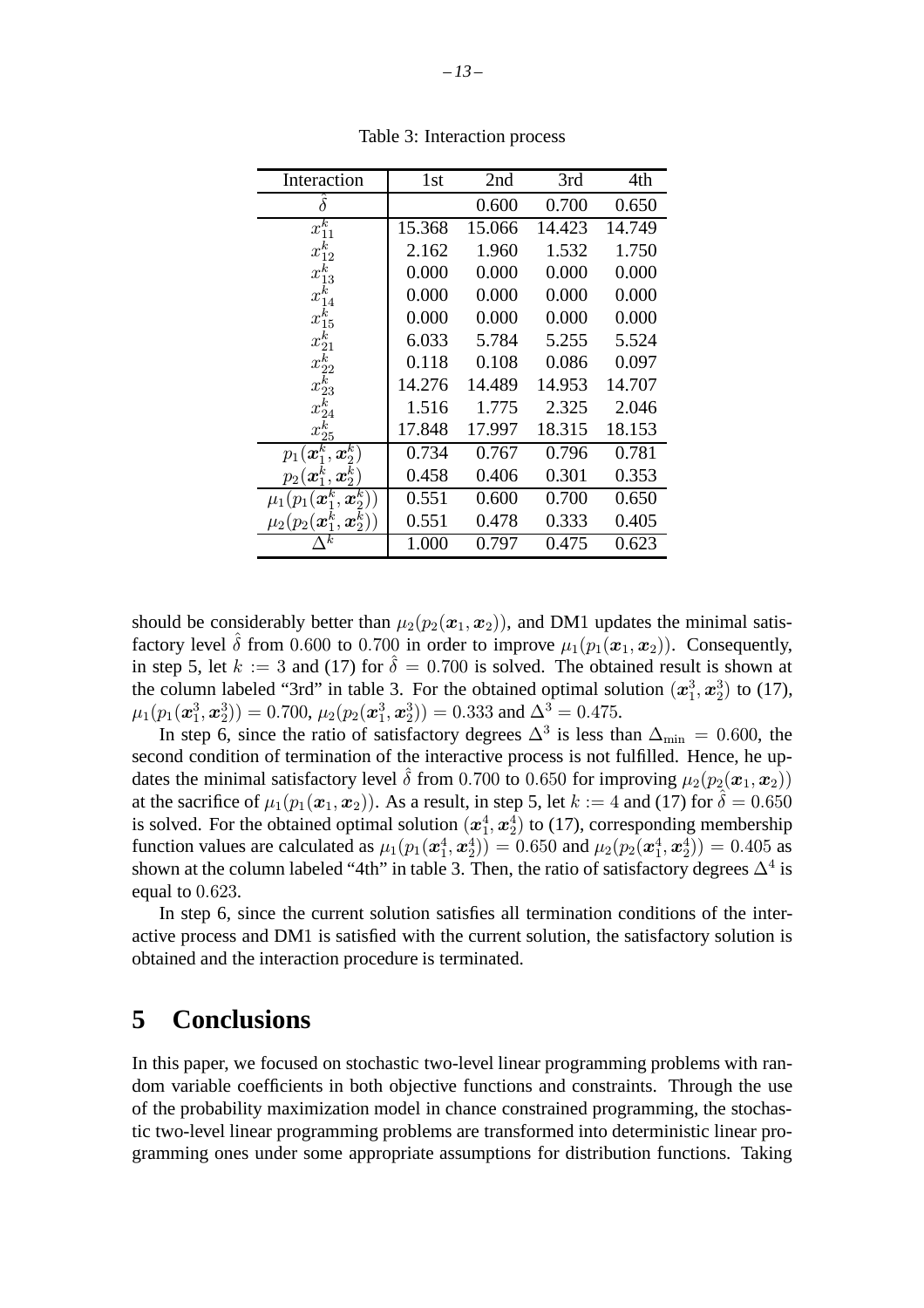Table 3: Interaction process

| Interaction | 1st | 2nd | 3rd | 4th |
|---|---|---|---|---|
| $\hat{\delta}$ | | 0.600 | 0.700 | 0.650 |
| $x_{11}^k$ | 15.368 | 15.066 | 14.423 | 14.749 |
| $x_{12}^k$ | 2.162 | 1.960 | 1.532 | 1.750 |
| $x_{13}^k$ | 0.000 | 0.000 | 0.000 | 0.000 |
| $x_{14}^k$ | 0.000 | 0.000 | 0.000 | 0.000 |
| $x_{15}^k$ | 0.000 | 0.000 | 0.000 | 0.000 |
| $x_{21}^k$ | 6.033 | 5.784 | 5.255 | 5.524 |
| $x_{22}^k$ | 0.118 | 0.108 | 0.086 | 0.097 |
| $x_{23}^k$ | 14.276 | 14.489 | 14.953 | 14.707 |
| $x_{24}^k$ | 1.516 | 1.775 | 2.325 | 2.046 |
| $x_{25}^k$ | 17.848 | 17.997 | 18.315 | 18.153 |
| $p_1(\boldsymbol{x}_1^k, \boldsymbol{x}_2^k)$ | 0.734 | 0.767 | 0.796 | 0.781 |
| $p_2(\boldsymbol{x}_1^k, \boldsymbol{x}_2^k)$ | 0.458 | 0.406 | 0.301 | 0.353 |
| $\mu_1(p_1(\boldsymbol{x}_1^k, \boldsymbol{x}_2^k))$ | 0.551 | 0.600 | 0.700 | 0.650 |
| $\mu_2(p_2(\boldsymbol{x}_1^k, \boldsymbol{x}_2^k))$ | 0.551 | 0.478 | 0.333 | 0.405 |
| $\Delta^k$ | 1.000 | 0.797 | 0.475 | 0.623 |

should be considerably better than $\mu_2(p_2(\boldsymbol{x}_1, \boldsymbol{x}_2))$, and DM1 updates the minimal satisfactory level $\hat{\delta}$ from 0.600 to 0.700 in order to improve $\mu_1(p_1(\boldsymbol{x}_1, \boldsymbol{x}_2))$. Consequently, in step 5, let $k := 3$ and (17) for $\hat{\delta} = 0.700$ is solved. The obtained result is shown at the column labeled "3rd" in table 3. For the obtained optimal solution $(\boldsymbol{x}_1^3, \boldsymbol{x}_2^3)$ to (17), $\mu_1(p_1(\boldsymbol{x}_1^3, \boldsymbol{x}_2^3)) = 0.700$, $\mu_2(p_2(\boldsymbol{x}_1^3, \boldsymbol{x}_2^3)) = 0.333$ and $\Delta^3 = 0.475$.

In step 6, since the ratio of satisfactory degrees $\Delta^3$ is less than $\Delta_{\min} = 0.600$, the second condition of termination of the interactive process is not fulfilled. Hence, he updates the minimal satisfactory level $\hat{\delta}$ from 0.700 to 0.650 for improving $\mu_2(p_2(\boldsymbol{x}_1, \boldsymbol{x}_2))$ at the sacrifice of $\mu_1(p_1(\boldsymbol{x}_1, \boldsymbol{x}_2))$. As a result, in step 5, let $k := 4$ and (17) for $\hat{\delta} = 0.650$ is solved. For the obtained optimal solution $(\boldsymbol{x}_1^4, \boldsymbol{x}_2^4)$ to (17), corresponding membership function values are calculated as $\mu_1(p_1(\boldsymbol{x}_1^4, \boldsymbol{x}_2^4)) = 0.650$ and $\mu_2(p_2(\boldsymbol{x}_1^4, \boldsymbol{x}_2^4)) = 0.405$ as shown at the column labeled "4th" in table 3. Then, the ratio of satisfactory degrees $\Delta^4$ is equal to 0.623.

In step 6, since the current solution satisfies all termination conditions of the interactive process and DM1 is satisfied with the current solution, the satisfactory solution is obtained and the interaction procedure is terminated.

# 5 Conclusions

In this paper, we focused on stochastic two-level linear programming problems with random variable coefficients in both objective functions and constraints. Through the use of the probability maximization model in chance constrained programming, the stochastic two-level linear programming problems are transformed into deterministic linear programming ones under some appropriate assumptions for distribution functions. Taking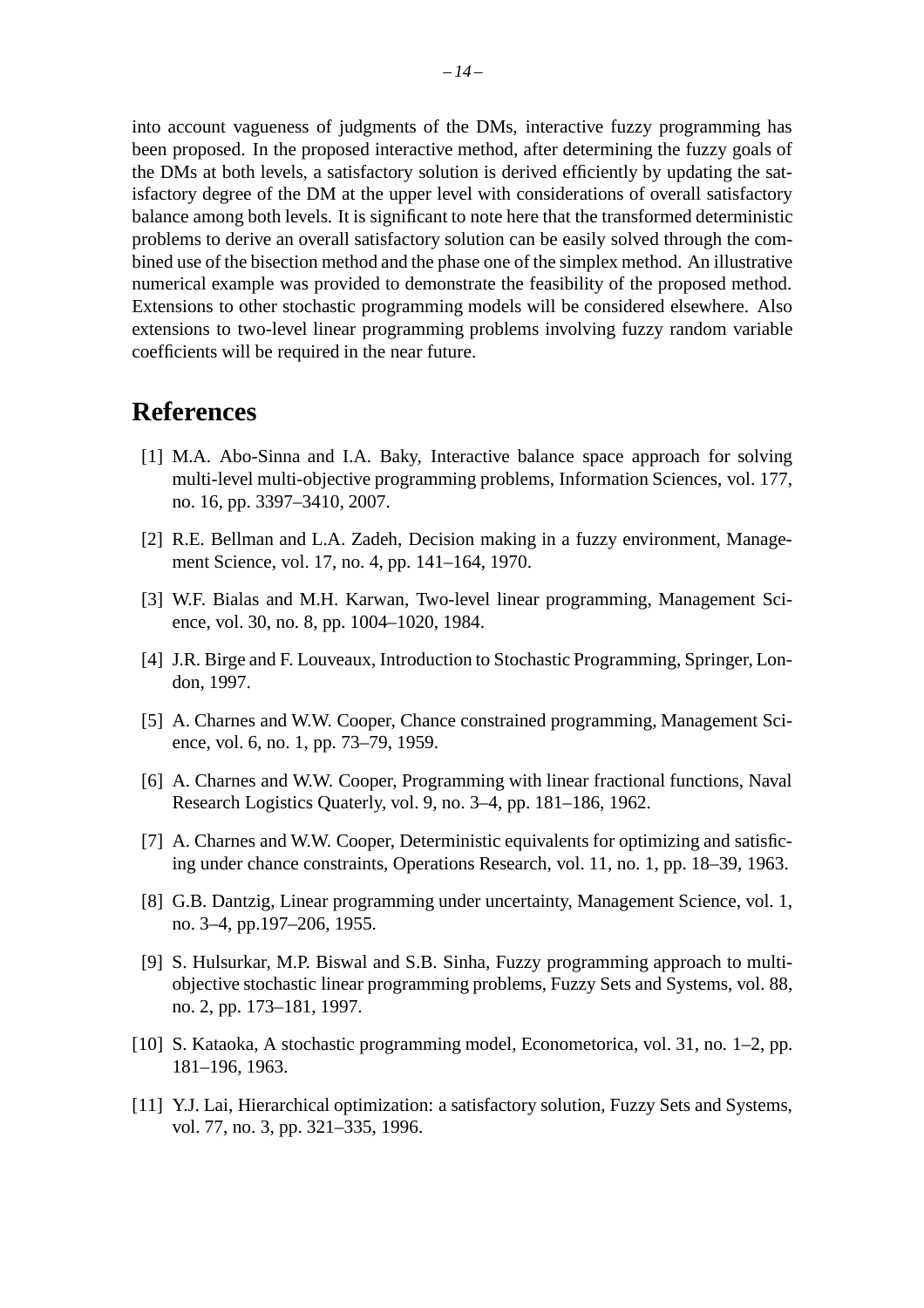into account vagueness of judgments of the DMs, interactive fuzzy programming has been proposed. In the proposed interactive method, after determining the fuzzy goals of the DMs at both levels, a satisfactory solution is derived efficiently by updating the satisfactory degree of the DM at the upper level with considerations of overall satisfactory balance among both levels. It is significant to note here that the transformed deterministic problems to derive an overall satisfactory solution can be easily solved through the combined use of the bisection method and the phase one of the simplex method. An illustrative numerical example was provided to demonstrate the feasibility of the proposed method. Extensions to other stochastic programming models will be considered elsewhere. Also extensions to two-level linear programming problems involving fuzzy random variable coefficients will be required in the near future.

# References

[1] M.A. Abo-Sinna and I.A. Baky, Interactive balance space approach for solving multi-level multi-objective programming problems, Information Sciences, vol. 177, no. 16, pp. 3397–3410, 2007.

[2] R.E. Bellman and L.A. Zadeh, Decision making in a fuzzy environment, Management Science, vol. 17, no. 4, pp. 141–164, 1970.

[3] W.F. Bialas and M.H. Karwan, Two-level linear programming, Management Science, vol. 30, no. 8, pp. 1004–1020, 1984.

[4] J.R. Birge and F. Louveaux, Introduction to Stochastic Programming, Springer, London, 1997.

[5] A. Charnes and W.W. Cooper, Chance constrained programming, Management Science, vol. 6, no. 1, pp. 73–79, 1959.

[6] A. Charnes and W.W. Cooper, Programming with linear fractional functions, Naval Research Logistics Quaterly, vol. 9, no. 3–4, pp. 181–186, 1962.

[7] A. Charnes and W.W. Cooper, Deterministic equivalents for optimizing and satisficing under chance constraints, Operations Research, vol. 11, no. 1, pp. 18–39, 1963.

[8] G.B. Dantzig, Linear programming under uncertainty, Management Science, vol. 1, no. 3–4, pp.197–206, 1955.

[9] S. Hulsurkar, M.P. Biswal and S.B. Sinha, Fuzzy programming approach to multi-objective stochastic linear programming problems, Fuzzy Sets and Systems, vol. 88, no. 2, pp. 173–181, 1997.

[10] S. Kataoka, A stochastic programming model, Econometorica, vol. 31, no. 1–2, pp. 181–196, 1963.

[11] Y.J. Lai, Hierarchical optimization: a satisfactory solution, Fuzzy Sets and Systems, vol. 77, no. 3, pp. 321–335, 1996.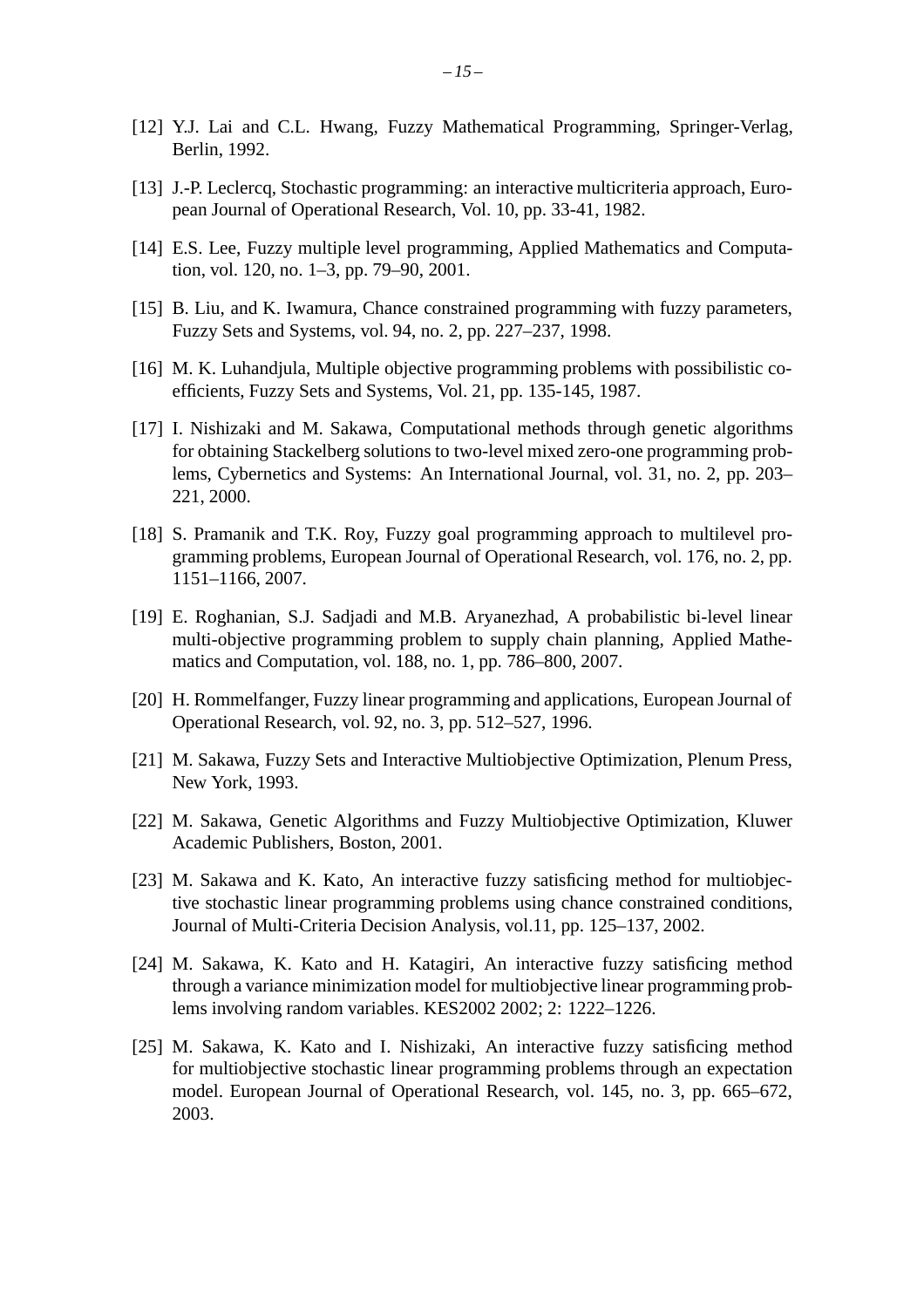[12] Y.J. Lai and C.L. Hwang, Fuzzy Mathematical Programming, Springer-Verlag, Berlin, 1992.

[13] J.-P. Leclercq, Stochastic programming: an interactive multicriteria approach, European Journal of Operational Research, Vol. 10, pp. 33-41, 1982.

[14] E.S. Lee, Fuzzy multiple level programming, Applied Mathematics and Computation, vol. 120, no. 1–3, pp. 79–90, 2001.

[15] B. Liu, and K. Iwamura, Chance constrained programming with fuzzy parameters, Fuzzy Sets and Systems, vol. 94, no. 2, pp. 227–237, 1998.

[16] M. K. Luhandjula, Multiple objective programming problems with possibilistic coefficients, Fuzzy Sets and Systems, Vol. 21, pp. 135-145, 1987.

[17] I. Nishizaki and M. Sakawa, Computational methods through genetic algorithms for obtaining Stackelberg solutions to two-level mixed zero-one programming problems, Cybernetics and Systems: An International Journal, vol. 31, no. 2, pp. 203–221, 2000.

[18] S. Pramanik and T.K. Roy, Fuzzy goal programming approach to multilevel programming problems, European Journal of Operational Research, vol. 176, no. 2, pp. 1151–1166, 2007.

[19] E. Roghanian, S.J. Sadjadi and M.B. Aryanezhad, A probabilistic bi-level linear multi-objective programming problem to supply chain planning, Applied Mathematics and Computation, vol. 188, no. 1, pp. 786–800, 2007.

[20] H. Rommelfanger, Fuzzy linear programming and applications, European Journal of Operational Research, vol. 92, no. 3, pp. 512–527, 1996.

[21] M. Sakawa, Fuzzy Sets and Interactive Multiobjective Optimization, Plenum Press, New York, 1993.

[22] M. Sakawa, Genetic Algorithms and Fuzzy Multiobjective Optimization, Kluwer Academic Publishers, Boston, 2001.

[23] M. Sakawa and K. Kato, An interactive fuzzy satisficing method for multiobjective stochastic linear programming problems using chance constrained conditions, Journal of Multi-Criteria Decision Analysis, vol.11, pp. 125–137, 2002.

[24] M. Sakawa, K. Kato and H. Katagiri, An interactive fuzzy satisficing method through a variance minimization model for multiobjective linear programming problems involving random variables. KES2002 2002; 2: 1222–1226.

[25] M. Sakawa, K. Kato and I. Nishizaki, An interactive fuzzy satisficing method for multiobjective stochastic linear programming problems through an expectation model. European Journal of Operational Research, vol. 145, no. 3, pp. 665–672, 2003.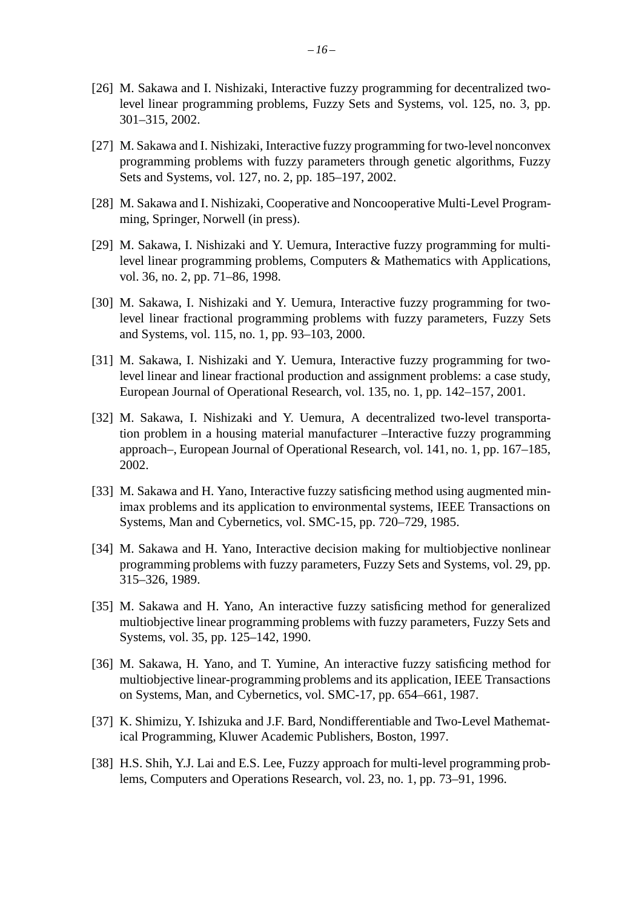[26] M. Sakawa and I. Nishizaki, Interactive fuzzy programming for decentralized two-level linear programming problems, Fuzzy Sets and Systems, vol. 125, no. 3, pp. 301–315, 2002.

[27] M. Sakawa and I. Nishizaki, Interactive fuzzy programming for two-level nonconvex programming problems with fuzzy parameters through genetic algorithms, Fuzzy Sets and Systems, vol. 127, no. 2, pp. 185–197, 2002.

[28] M. Sakawa and I. Nishizaki, Cooperative and Noncooperative Multi-Level Programming, Springer, Norwell (in press).

[29] M. Sakawa, I. Nishizaki and Y. Uemura, Interactive fuzzy programming for multi-level linear programming problems, Computers & Mathematics with Applications, vol. 36, no. 2, pp. 71–86, 1998.

[30] M. Sakawa, I. Nishizaki and Y. Uemura, Interactive fuzzy programming for two-level linear fractional programming problems with fuzzy parameters, Fuzzy Sets and Systems, vol. 115, no. 1, pp. 93–103, 2000.

[31] M. Sakawa, I. Nishizaki and Y. Uemura, Interactive fuzzy programming for two-level linear and linear fractional production and assignment problems: a case study, European Journal of Operational Research, vol. 135, no. 1, pp. 142–157, 2001.

[32] M. Sakawa, I. Nishizaki and Y. Uemura, A decentralized two-level transportation problem in a housing material manufacturer –Interactive fuzzy programming approach–, European Journal of Operational Research, vol. 141, no. 1, pp. 167–185, 2002.

[33] M. Sakawa and H. Yano, Interactive fuzzy satisficing method using augmented minimax problems and its application to environmental systems, IEEE Transactions on Systems, Man and Cybernetics, vol. SMC-15, pp. 720–729, 1985.

[34] M. Sakawa and H. Yano, Interactive decision making for multiobjective nonlinear programming problems with fuzzy parameters, Fuzzy Sets and Systems, vol. 29, pp. 315–326, 1989.

[35] M. Sakawa and H. Yano, An interactive fuzzy satisficing method for generalized multiobjective linear programming problems with fuzzy parameters, Fuzzy Sets and Systems, vol. 35, pp. 125–142, 1990.

[36] M. Sakawa, H. Yano, and T. Yumine, An interactive fuzzy satisficing method for multiobjective linear-programming problems and its application, IEEE Transactions on Systems, Man, and Cybernetics, vol. SMC-17, pp. 654–661, 1987.

[37] K. Shimizu, Y. Ishizuka and J.F. Bard, Nondifferentiable and Two-Level Mathematical Programming, Kluwer Academic Publishers, Boston, 1997.

[38] H.S. Shih, Y.J. Lai and E.S. Lee, Fuzzy approach for multi-level programming problems, Computers and Operations Research, vol. 23, no. 1, pp. 73–91, 1996.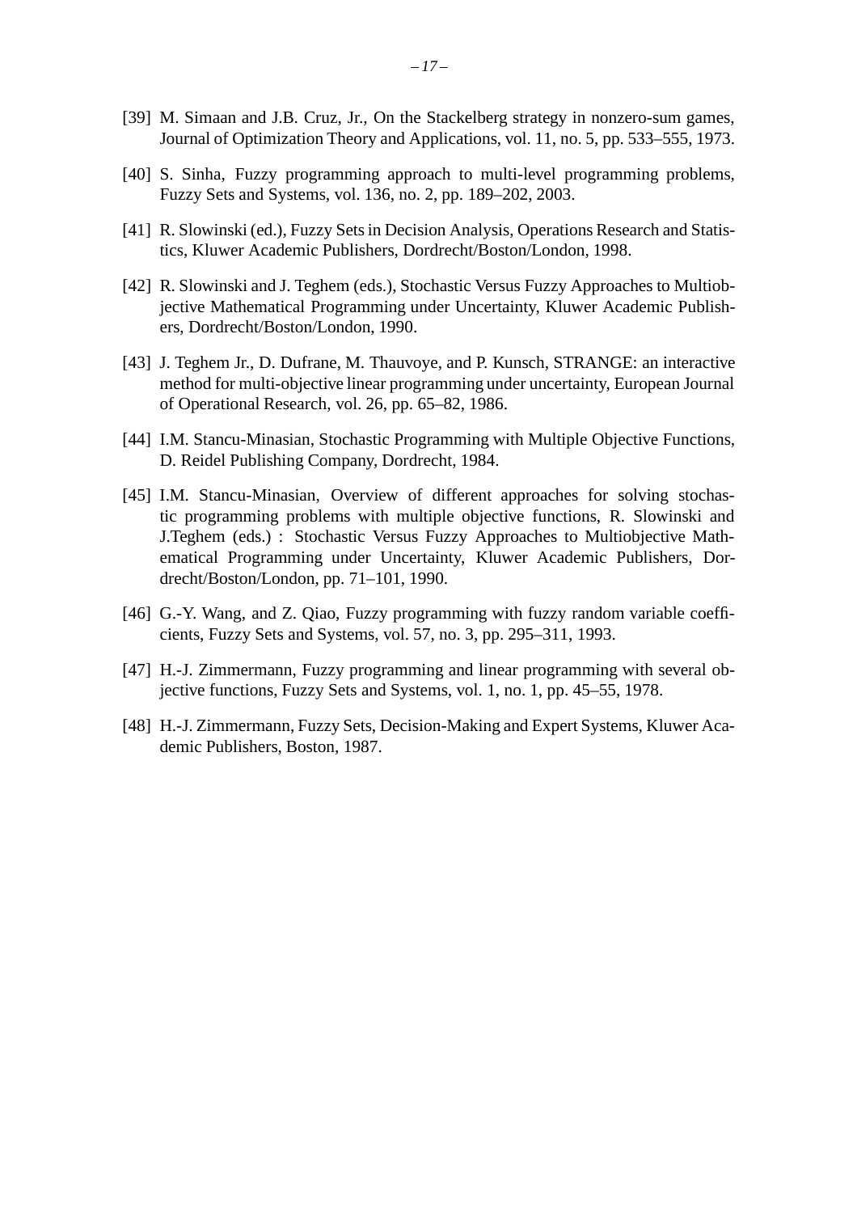[39] M. Simaan and J.B. Cruz, Jr., On the Stackelberg strategy in nonzero-sum games, Journal of Optimization Theory and Applications, vol. 11, no. 5, pp. 533–555, 1973.

[40] S. Sinha, Fuzzy programming approach to multi-level programming problems, Fuzzy Sets and Systems, vol. 136, no. 2, pp. 189–202, 2003.

[41] R. Slowinski (ed.), Fuzzy Sets in Decision Analysis, Operations Research and Statistics, Kluwer Academic Publishers, Dordrecht/Boston/London, 1998.

[42] R. Slowinski and J. Teghem (eds.), Stochastic Versus Fuzzy Approaches to Multiobjective Mathematical Programming under Uncertainty, Kluwer Academic Publishers, Dordrecht/Boston/London, 1990.

[43] J. Teghem Jr., D. Dufrane, M. Thauvoye, and P. Kunsch, STRANGE: an interactive method for multi-objective linear programming under uncertainty, European Journal of Operational Research, vol. 26, pp. 65–82, 1986.

[44] I.M. Stancu-Minasian, Stochastic Programming with Multiple Objective Functions, D. Reidel Publishing Company, Dordrecht, 1984.

[45] I.M. Stancu-Minasian, Overview of different approaches for solving stochastic programming problems with multiple objective functions, R. Slowinski and J.Teghem (eds.) : Stochastic Versus Fuzzy Approaches to Multiobjective Mathematical Programming under Uncertainty, Kluwer Academic Publishers, Dordrecht/Boston/London, pp. 71–101, 1990.

[46] G.-Y. Wang, and Z. Qiao, Fuzzy programming with fuzzy random variable coefficients, Fuzzy Sets and Systems, vol. 57, no. 3, pp. 295–311, 1993.

[47] H.-J. Zimmermann, Fuzzy programming and linear programming with several objective functions, Fuzzy Sets and Systems, vol. 1, no. 1, pp. 45–55, 1978.

[48] H.-J. Zimmermann, Fuzzy Sets, Decision-Making and Expert Systems, Kluwer Academic Publishers, Boston, 1987.